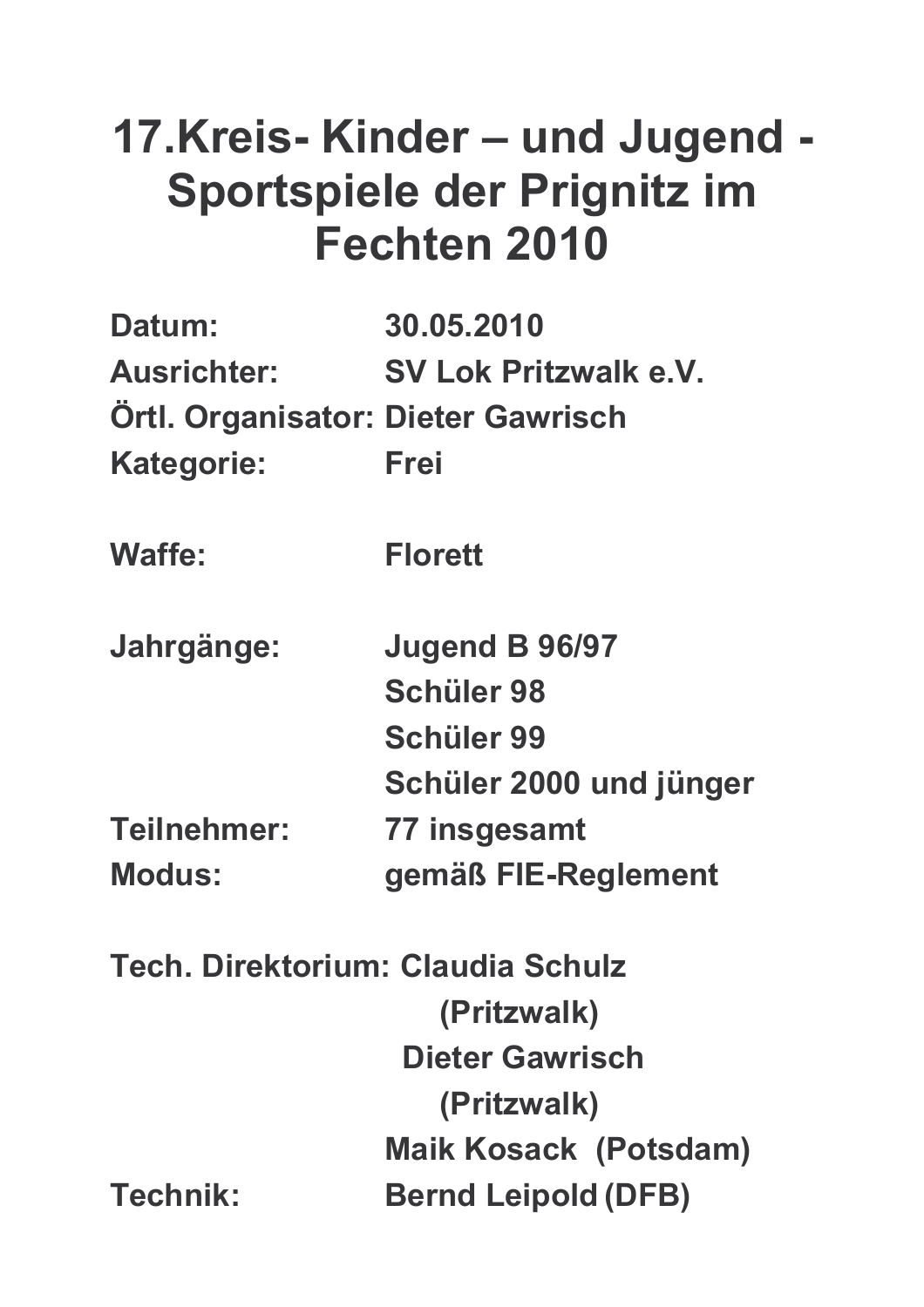# 17.Kreis- Kinder – und Jugend - Sportspiele der Prignitz im Fechten 2010

**Datum:** 30.05.2010
**Ausrichter:** SV Lok Pritzwalk e.V.
**Örtl. Organisator:** Dieter Gawrisch
**Kategorie:** Frei

**Waffe:** Florett

**Jahrgänge:** Jugend B 96/97
Schüler 98
Schüler 99
Schüler 2000 und jünger
**Teilnehmer:** 77 insgesamt
**Modus:** gemäß FIE-Reglement

**Tech. Direktorium:** Claudia Schulz (Pritzwalk)
Dieter Gawrisch (Pritzwalk)
Maik Kosack (Potsdam)
**Technik:** Bernd Leipold (DFB)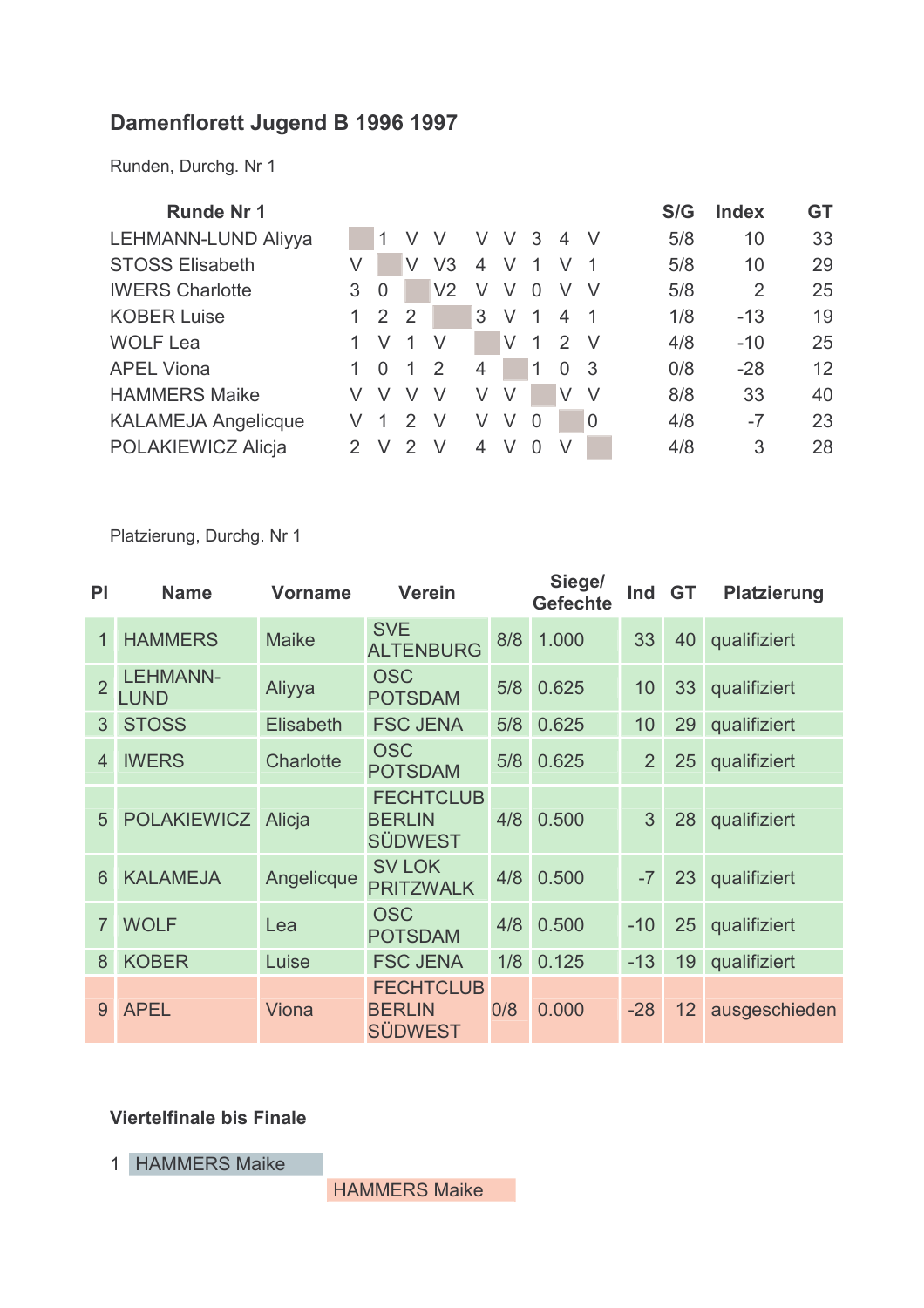## Damenflorett Jugend B 1996 1997

Runden, Durchg. Nr 1

| Runde Nr 1 | | | | | | | | | | S/G | Index | GT |
|---|---|---|---|---|---|---|---|---|---|---|---|---|
| LEHMANN-LUND Aliyya | | 1 | V | V | V | V | 3 | 4 | V | 5/8 | 10 | 33 |
| STOSS Elisabeth | V | | V | V3 | 4 | V | 1 | V | 1 | 5/8 | 10 | 29 |
| IWERS Charlotte | 3 | 0 | | V2 | V | V | 0 | V | V | 5/8 | 2 | 25 |
| KOBER Luise | 1 | 2 | 2 | | 3 | V | 1 | 4 | 1 | 1/8 | -13 | 19 |
| WOLF Lea | 1 | V | 1 | V | | V | 1 | 2 | V | 4/8 | -10 | 25 |
| APEL Viona | 1 | 0 | 1 | 2 | 4 | | 1 | 0 | 3 | 0/8 | -28 | 12 |
| HAMMERS Maike | V | V | V | V | V | V | | V | V | 8/8 | 33 | 40 |
| KALAMEJA Angelicque | V | 1 | 2 | V | V | V | 0 | | 0 | 4/8 | -7 | 23 |
| POLAKIEWICZ Alicja | 2 | V | 2 | V | 4 | V | 0 | V | | 4/8 | 3 | 28 |

Platzierung, Durchg. Nr 1

| Pl | Name | Vorname | Verein | Siege/ Gefechte | | Ind | GT | Platzierung |
|---|---|---|---|---|---|---|---|---|
| 1 | HAMMERS | Maike | SVE ALTENBURG | 8/8 | 1.000 | 33 | 40 | qualifiziert |
| 2 | LEHMANN-LUND | Aliyya | OSC POTSDAM | 5/8 | 0.625 | 10 | 33 | qualifiziert |
| 3 | STOSS | Elisabeth | FSC JENA | 5/8 | 0.625 | 10 | 29 | qualifiziert |
| 4 | IWERS | Charlotte | OSC POTSDAM | 5/8 | 0.625 | 2 | 25 | qualifiziert |
| 5 | POLAKIEWICZ | Alicja | FECHTCLUB BERLIN SÜDWEST | 4/8 | 0.500 | 3 | 28 | qualifiziert |
| 6 | KALAMEJA | Angelicque | SV LOK PRITZWALK | 4/8 | 0.500 | -7 | 23 | qualifiziert |
| 7 | WOLF | Lea | OSC POTSDAM | 4/8 | 0.500 | -10 | 25 | qualifiziert |
| 8 | KOBER | Luise | FSC JENA | 1/8 | 0.125 | -13 | 19 | qualifiziert |
| 9 | APEL | Viona | FECHTCLUB BERLIN SÜDWEST | 0/8 | 0.000 | -28 | 12 | ausgeschieden |

### Viertelfinale bis Finale

1 HAMMERS Maike

HAMMERS Maike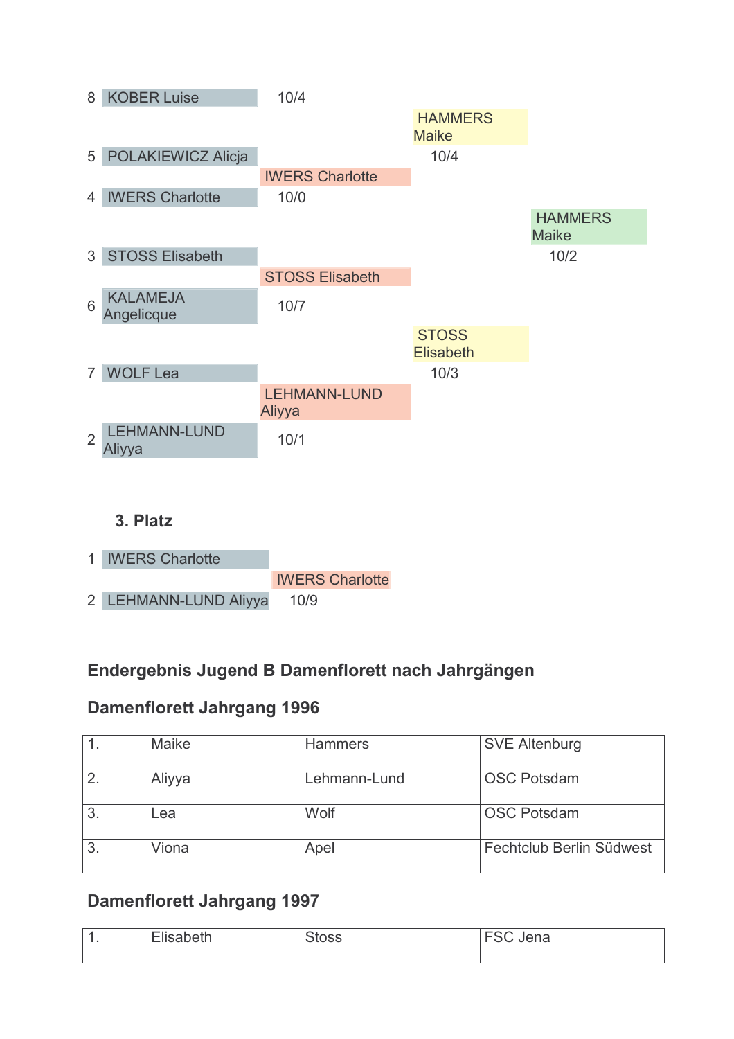| Setz. | Name | Viertelfinale | Halbfinale | Finale |
|---|---|---|---|---|
| 8 | KOBER Luise | 10/4 | | |
| | | | HAMMERS Maike | |
| 5 | POLAKIEWICZ Alicja | | 10/4 | |
| | | IWERS Charlotte | | |
| 4 | IWERS Charlotte | 10/0 | | |
| | | | | HAMMERS Maike |
| 3 | STOSS Elisabeth | | | 10/2 |
| | | STOSS Elisabeth | | |
| 6 | KALAMEJA Angelicque | 10/7 | | |
| | | | STOSS Elisabeth | |
| 7 | WOLF Lea | | 10/3 | |
| | | LEHMANN-LUND Aliyya | | |
| 2 | LEHMANN-LUND Aliyya | 10/1 | | |

**3. Platz**

| Setz. | Name | Sieger |
|---|---|---|
| 1 | IWERS Charlotte | |
| | | IWERS Charlotte |
| 2 | LEHMANN-LUND Aliyya | 10/9 |

## Endergebnis Jugend B Damenflorett nach Jahrgängen

### Damenflorett Jahrgang 1996

| | | | |
|---|---|---|---|
| 1. | Maike | Hammers | SVE Altenburg |
| 2. | Aliyya | Lehmann-Lund | OSC Potsdam |
| 3. | Lea | Wolf | OSC Potsdam |
| 3. | Viona | Apel | Fechtclub Berlin Südwest |

### Damenflorett Jahrgang 1997

| | | | |
|---|---|---|---|
| 1. | Elisabeth | Stoss | FSC Jena |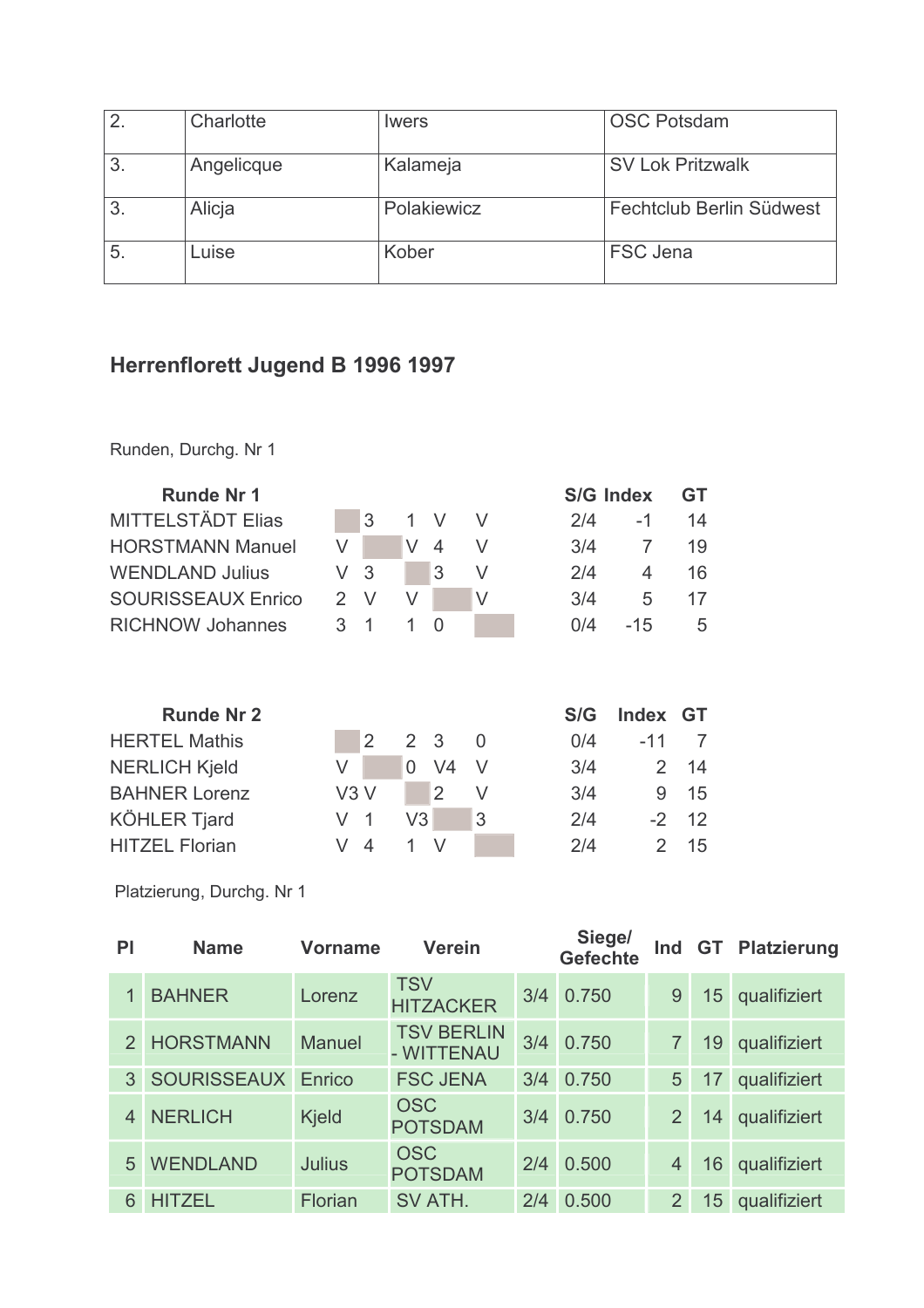| 2. | Charlotte | Iwers | OSC Potsdam |
|---|---|---|---|
| 3. | Angelicque | Kalameja | SV Lok Pritzwalk |
| 3. | Alicja | Polakiewicz | Fechtclub Berlin Südwest |
| 5. | Luise | Kober | FSC Jena |

## Herrenflorett Jugend B 1996 1997

Runden, Durchg. Nr 1

| Runde Nr 1 | | | | | | S/G | Index | GT |
|---|---|---|---|---|---|---|---|---|
| MITTELSTÄDT Elias | | 3 | 1 | V | V | 2/4 | -1 | 14 |
| HORSTMANN Manuel | V | | V | 4 | V | 3/4 | 7 | 19 |
| WENDLAND Julius | V | 3 | | 3 | V | 2/4 | 4 | 16 |
| SOURISSEAUX Enrico | 2 | V | V | | V | 3/4 | 5 | 17 |
| RICHNOW Johannes | 3 | 1 | 1 | 0 | | 0/4 | -15 | 5 |

| Runde Nr 2 | | | | | | S/G | Index | GT |
|---|---|---|---|---|---|---|---|---|
| HERTEL Mathis | | 2 | 2 | 3 | 0 | 0/4 | -11 | 7 |
| NERLICH Kjeld | V | | 0 | V4 | V | 3/4 | 2 | 14 |
| BAHNER Lorenz | V3 | V | | 2 | V | 3/4 | 9 | 15 |
| KÖHLER Tjard | V | 1 | V3 | | 3 | 2/4 | -2 | 12 |
| HITZEL Florian | V | 4 | 1 | V | | 2/4 | 2 | 15 |

Platzierung, Durchg. Nr 1

| Pl | Name | Vorname | Verein | Siege/ Gefechte | | Ind | GT | Platzierung |
|---|---|---|---|---|---|---|---|---|
| 1 | BAHNER | Lorenz | TSV HITZACKER | 3/4 | 0.750 | 9 | 15 | qualifiziert |
| 2 | HORSTMANN | Manuel | TSV BERLIN - WITTENAU | 3/4 | 0.750 | 7 | 19 | qualifiziert |
| 3 | SOURISSEAUX | Enrico | FSC JENA | 3/4 | 0.750 | 5 | 17 | qualifiziert |
| 4 | NERLICH | Kjeld | OSC POTSDAM | 3/4 | 0.750 | 2 | 14 | qualifiziert |
| 5 | WENDLAND | Julius | OSC POTSDAM | 2/4 | 0.500 | 4 | 16 | qualifiziert |
| 6 | HITZEL | Florian | SV ATH. | 2/4 | 0.500 | 2 | 15 | qualifiziert |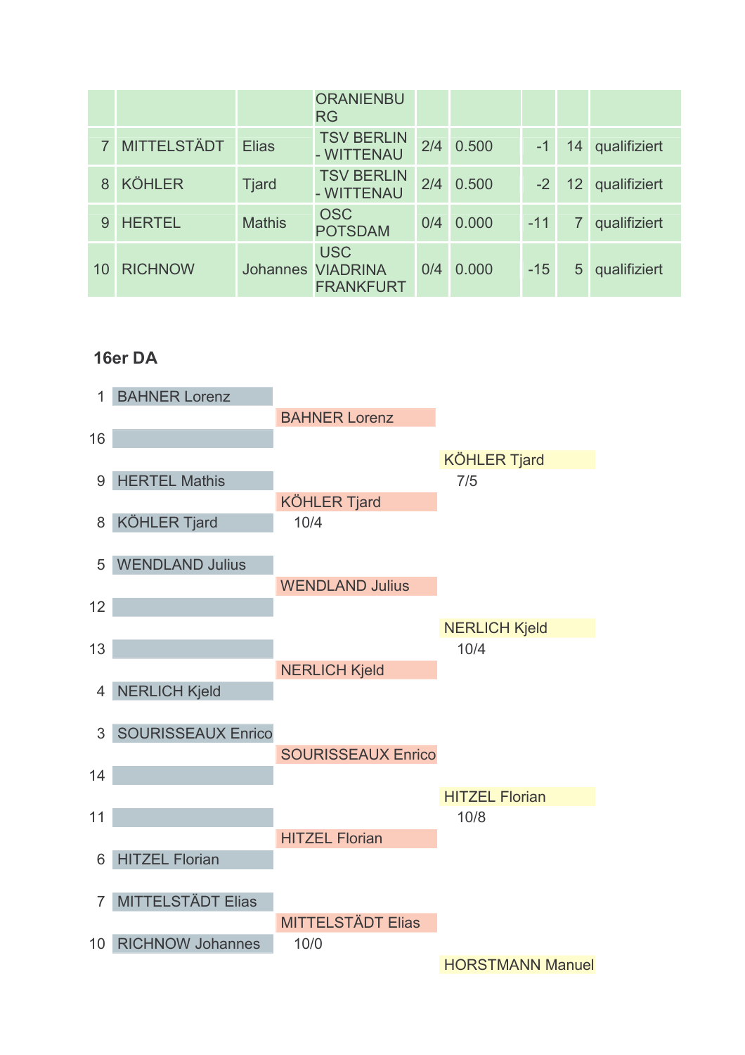|  |  |  | ORANIENBURG |  |  |  |  |  |
|---|---|---|---|---|---|---|---|---|
| 7 | MITTELSTÄDT | Elias | TSV BERLIN - WITTENAU | 2/4 | 0.500 | -1 | 14 | qualifiziert |
| 8 | KÖHLER | Tjard | TSV BERLIN - WITTENAU | 2/4 | 0.500 | -2 | 12 | qualifiziert |
| 9 | HERTEL | Mathis | OSC POTSDAM | 0/4 | 0.000 | -11 | 7 | qualifiziert |
| 10 | RICHNOW | Johannes | USC VIADRINA FRANKFURT | 0/4 | 0.000 | -15 | 5 | qualifiziert |

## 16er DA

| Seed | Runde 1 | Runde 2 | Runde 3 |
|---|---|---|---|
| 1 | BAHNER Lorenz | BAHNER Lorenz | KÖHLER Tjard 7/5 |
| 16 |  |  |  |
| 9 | HERTEL Mathis | KÖHLER Tjard 10/4 |  |
| 8 | KÖHLER Tjard |  |  |
| 5 | WENDLAND Julius | WENDLAND Julius | NERLICH Kjeld 10/4 |
| 12 |  |  |  |
| 13 |  | NERLICH Kjeld |  |
| 4 | NERLICH Kjeld |  |  |
| 3 | SOURISSEAUX Enrico | SOURISSEAUX Enrico | HITZEL Florian 10/8 |
| 14 |  |  |  |
| 11 |  | HITZEL Florian |  |
| 6 | HITZEL Florian |  |  |
| 7 | MITTELSTÄDT Elias | MITTELSTÄDT Elias 10/0 | HORSTMANN Manuel |
| 10 | RICHNOW Johannes |  |  |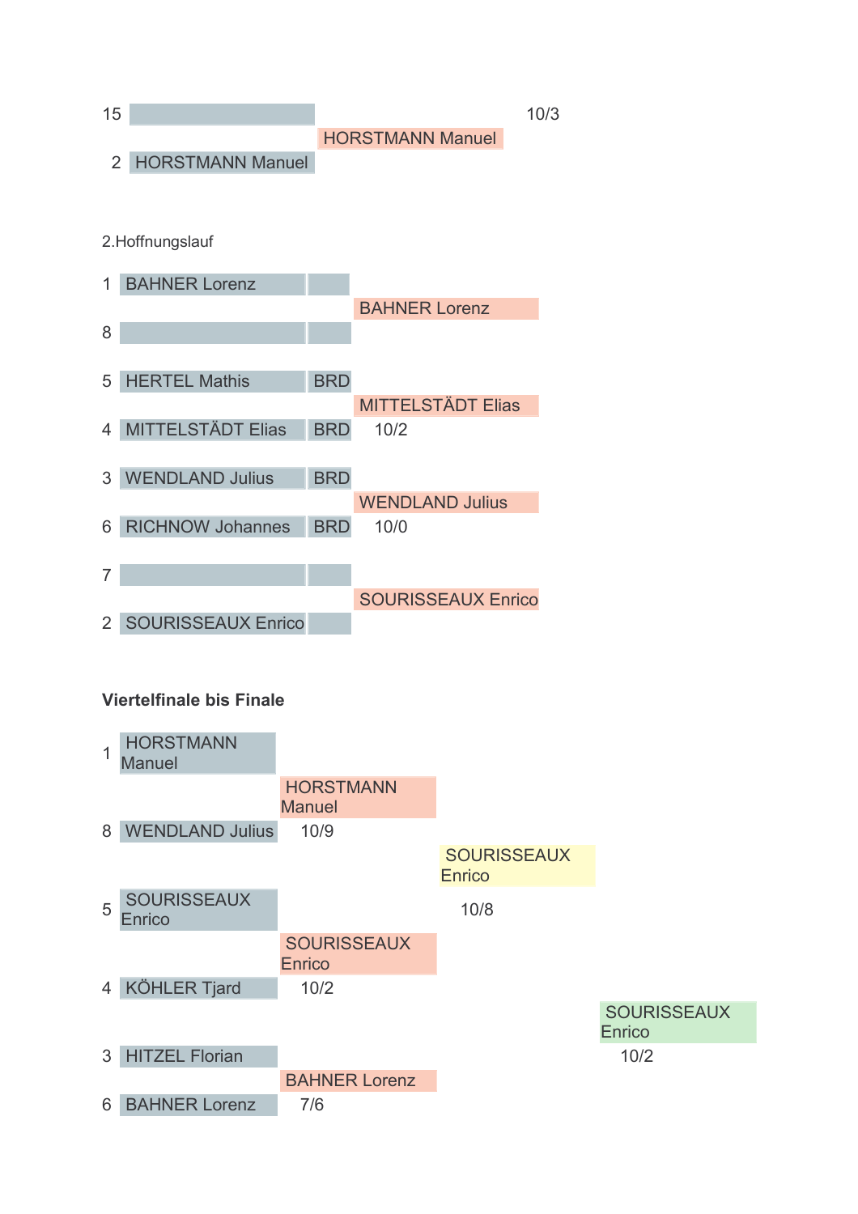| | | | |
|---|---|---|---|
| 15 | | | 10/3 |
| | | HORSTMANN Manuel | |
| 2 | HORSTMANN Manuel | | |

2.Hoffnungslauf

| | | | | |
|---|---|---|---|---|
| 1 | BAHNER Lorenz | | | |
| | | | BAHNER Lorenz | |
| 8 | | | | |
| 5 | HERTEL Mathis | BRD | | |
| | | | MITTELSTÄDT Elias | |
| 4 | MITTELSTÄDT Elias | BRD | 10/2 | |
| 3 | WENDLAND Julius | BRD | | |
| | | | WENDLAND Julius | |
| 6 | RICHNOW Johannes | BRD | 10/0 | |
| 7 | | | | |
| | | | SOURISSEAUX Enrico | |
| 2 | SOURISSEAUX Enrico | | | |

**Viertelfinale bis Finale**

| | | | | |
|---|---|---|---|---|
| 1 | HORSTMANN Manuel | | | |
| | | HORSTMANN Manuel | | |
| 8 | WENDLAND Julius | 10/9 | | |
| | | | SOURISSEAUX Enrico | |
| 5 | SOURISSEAUX Enrico | | 10/8 | |
| | | SOURISSEAUX Enrico | | |
| 4 | KÖHLER Tjard | 10/2 | | |
| | | | | SOURISSEAUX Enrico |
| 3 | HITZEL Florian | | | 10/2 |
| | | BAHNER Lorenz | | |
| 6 | BAHNER Lorenz | 7/6 | | |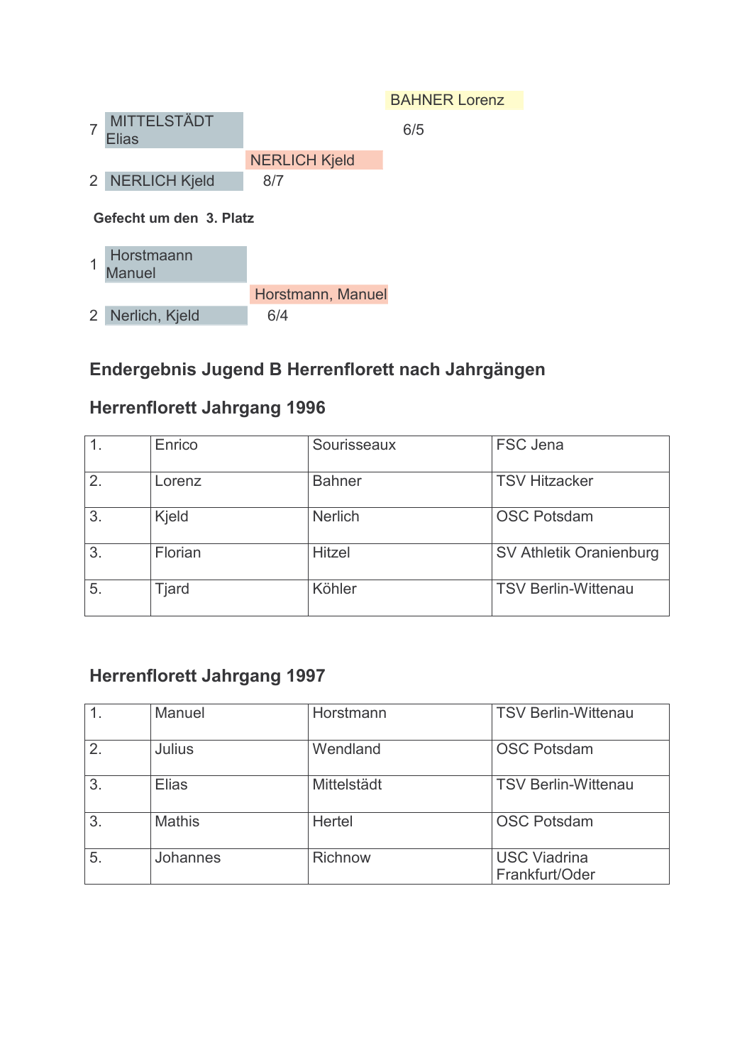BAHNER Lorenz

7 MITTELSTÄDT Elias

6/5

NERLICH Kjeld

2 NERLICH Kjeld

8/7

**Gefecht um den 3. Platz**

1 Horstmaann Manuel

Horstmann, Manuel

2 Nerlich, Kjeld

6/4

## Endergebnis Jugend B Herrenflorett nach Jahrgängen

### Herrenflorett Jahrgang 1996

| | | | |
|---|---|---|---|
| 1. | Enrico | Sourisseaux | FSC Jena |
| 2. | Lorenz | Bahner | TSV Hitzacker |
| 3. | Kjeld | Nerlich | OSC Potsdam |
| 3. | Florian | Hitzel | SV Athletik Oranienburg |
| 5. | Tjard | Köhler | TSV Berlin-Wittenau |

### Herrenflorett Jahrgang 1997

| | | | |
|---|---|---|---|
| 1. | Manuel | Horstmann | TSV Berlin-Wittenau |
| 2. | Julius | Wendland | OSC Potsdam |
| 3. | Elias | Mittelstädt | TSV Berlin-Wittenau |
| 3. | Mathis | Hertel | OSC Potsdam |
| 5. | Johannes | Richnow | USC Viadrina Frankfurt/Oder |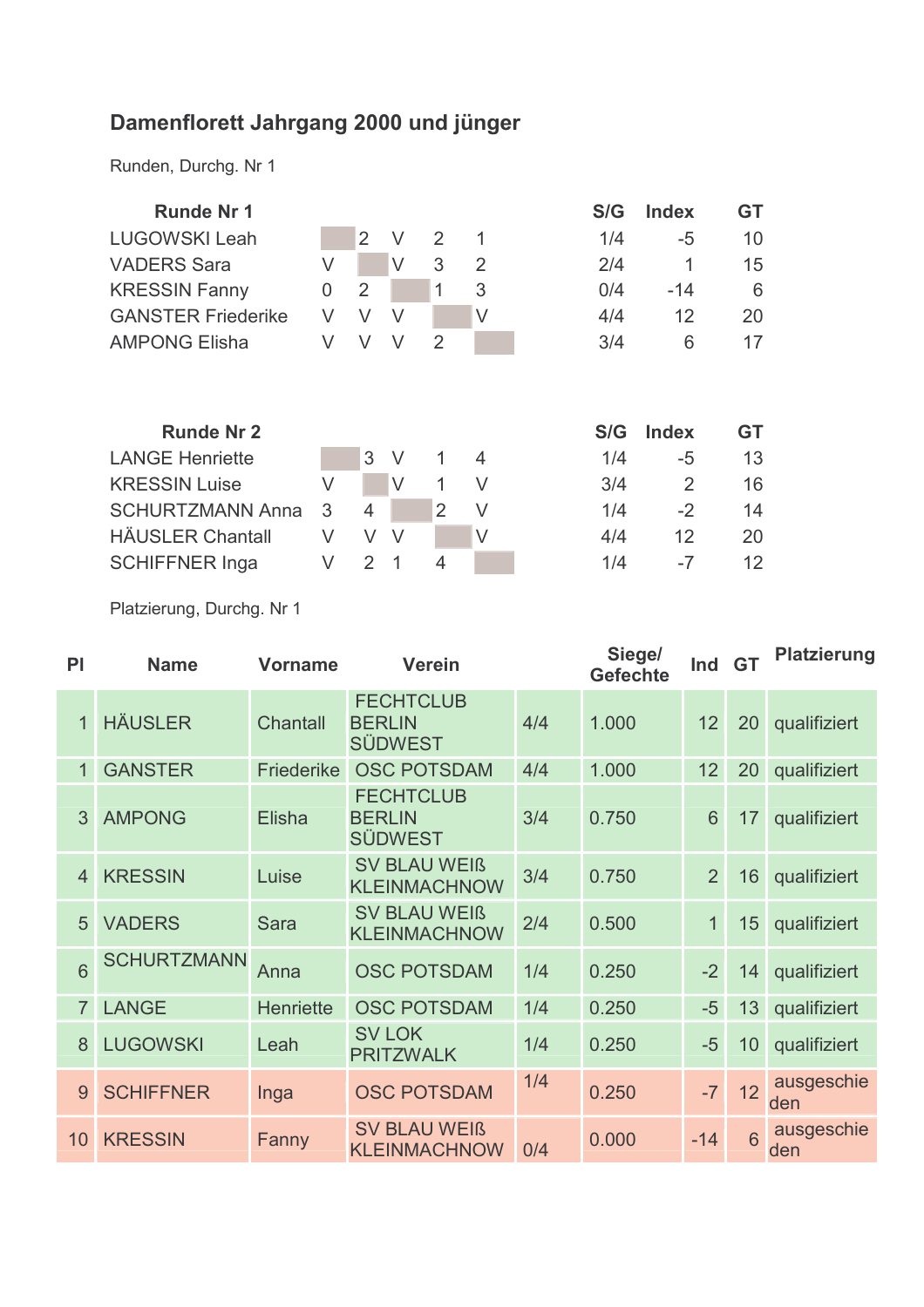## Damenflorett Jahrgang 2000 und jünger

Runden, Durchg. Nr 1

| Runde Nr 1 | | | | | | S/G | Index | GT |
|---|---|---|---|---|---|---|---|---|
| LUGOWSKI Leah | | 2 | V | 2 | 1 | 1/4 | -5 | 10 |
| VADERS Sara | V | | V | 3 | 2 | 2/4 | 1 | 15 |
| KRESSIN Fanny | 0 | 2 | | 1 | 3 | 0/4 | -14 | 6 |
| GANSTER Friederike | V | V | V | | V | 4/4 | 12 | 20 |
| AMPONG Elisha | V | V | V | 2 | | 3/4 | 6 | 17 |

| Runde Nr 2 | | | | | | S/G | Index | GT |
|---|---|---|---|---|---|---|---|---|
| LANGE Henriette | | 3 | V | 1 | 4 | 1/4 | -5 | 13 |
| KRESSIN Luise | V | | V | 1 | V | 3/4 | 2 | 16 |
| SCHURTZMANN Anna | 3 | 4 | | 2 | V | 1/4 | -2 | 14 |
| HÄUSLER Chantall | V | V | V | | V | 4/4 | 12 | 20 |
| SCHIFFNER Inga | V | 2 | 1 | 4 | | 1/4 | -7 | 12 |

Platzierung, Durchg. Nr 1

| Pl | Name | Vorname | Verein | | Siege/ Gefechte | Ind | GT | Platzierung |
|---|---|---|---|---|---|---|---|---|
| 1 | HÄUSLER | Chantall | FECHTCLUB BERLIN SÜDWEST | 4/4 | 1.000 | 12 | 20 | qualifiziert |
| 1 | GANSTER | Friederike | OSC POTSDAM | 4/4 | 1.000 | 12 | 20 | qualifiziert |
| 3 | AMPONG | Elisha | FECHTCLUB BERLIN SÜDWEST | 3/4 | 0.750 | 6 | 17 | qualifiziert |
| 4 | KRESSIN | Luise | SV BLAU WEIß KLEINMACHNOW | 3/4 | 0.750 | 2 | 16 | qualifiziert |
| 5 | VADERS | Sara | SV BLAU WEIß KLEINMACHNOW | 2/4 | 0.500 | 1 | 15 | qualifiziert |
| 6 | SCHURTZMANN | Anna | OSC POTSDAM | 1/4 | 0.250 | -2 | 14 | qualifiziert |
| 7 | LANGE | Henriette | OSC POTSDAM | 1/4 | 0.250 | -5 | 13 | qualifiziert |
| 8 | LUGOWSKI | Leah | SV LOK PRITZWALK | 1/4 | 0.250 | -5 | 10 | qualifiziert |
| 9 | SCHIFFNER | Inga | OSC POTSDAM | 1/4 | 0.250 | -7 | 12 | ausgeschieden |
| 10 | KRESSIN | Fanny | SV BLAU WEIß KLEINMACHNOW | 0/4 | 0.000 | -14 | 6 | ausgeschieden |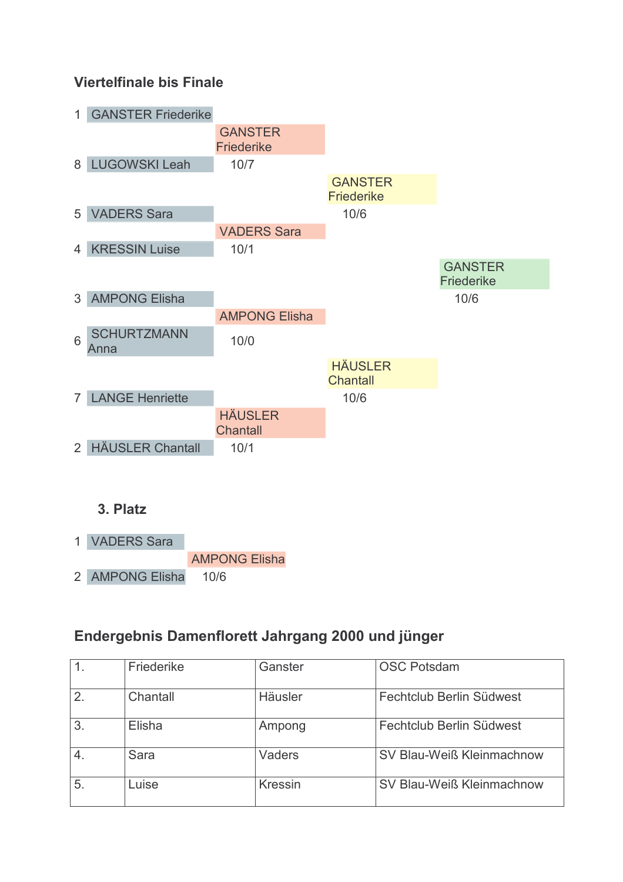### Viertelfinale bis Finale

| Viertelfinale | Halbfinale | Finale | Sieger |
|---|---|---|---|
| 1 GANSTER Friederike | | | |
| | GANSTER Friederike | | |
| 8 LUGOWSKI Leah | 10/7 | | |
| | | GANSTER Friederike | |
| 5 VADERS Sara | | 10/6 | |
| | VADERS Sara | | |
| 4 KRESSIN Luise | 10/1 | | |
| | | | GANSTER Friederike |
| 3 AMPONG Elisha | | | 10/6 |
| | AMPONG Elisha | | |
| 6 SCHURTZMANN Anna | 10/0 | | |
| | | HÄUSLER Chantall | |
| 7 LANGE Henriette | | 10/6 | |
| | HÄUSLER Chantall | | |
| 2 HÄUSLER Chantall | 10/1 | | |

### 3. Platz

| Gefecht | Sieger |
|---|---|
| 1 VADERS Sara | |
| | AMPONG Elisha |
| 2 AMPONG Elisha | 10/6 |

### Endergebnis Damenflorett Jahrgang 2000 und jünger

| | | | |
|---|---|---|---|
| 1. | Friederike | Ganster | OSC Potsdam |
| 2. | Chantall | Häusler | Fechtclub Berlin Südwest |
| 3. | Elisha | Ampong | Fechtclub Berlin Südwest |
| 4. | Sara | Vaders | SV Blau-Weiß Kleinmachnow |
| 5. | Luise | Kressin | SV Blau-Weiß Kleinmachnow |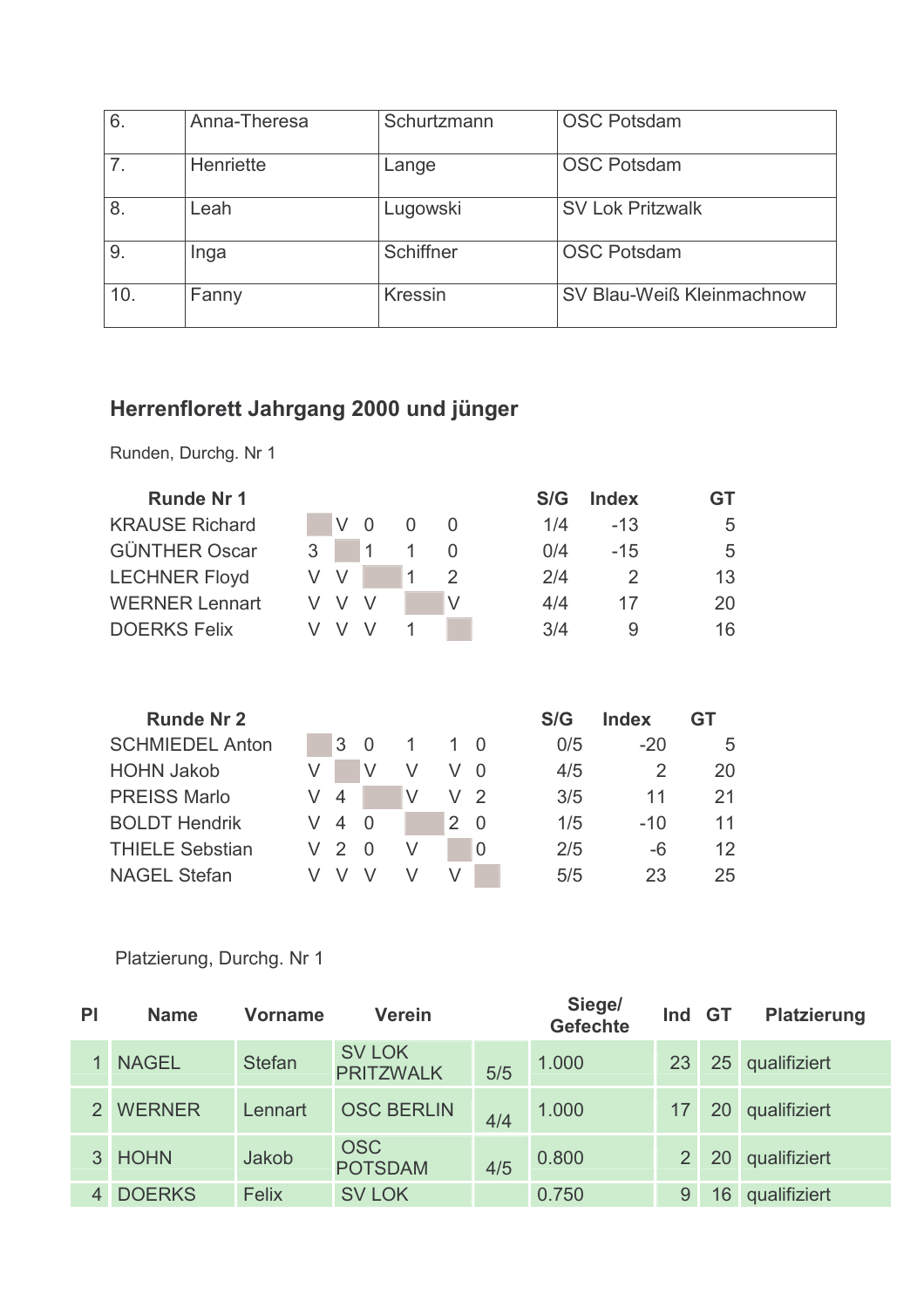| 6. | Anna-Theresa | Schurtzmann | OSC Potsdam |
|---|---|---|---|
| 7. | Henriette | Lange | OSC Potsdam |
| 8. | Leah | Lugowski | SV Lok Pritzwalk |
| 9. | Inga | Schiffner | OSC Potsdam |
| 10. | Fanny | Kressin | SV Blau-Weiß Kleinmachnow |

## Herrenflorett Jahrgang 2000 und jünger

Runden, Durchg. Nr 1

| Runde Nr 1 | | | | | | S/G | Index | GT |
|---|---|---|---|---|---|---|---|---|
| KRAUSE Richard | | V | 0 | 0 | 0 | 1/4 | -13 | 5 |
| GÜNTHER Oscar | 3 | | 1 | 1 | 0 | 0/4 | -15 | 5 |
| LECHNER Floyd | V | V | | 1 | 2 | 2/4 | 2 | 13 |
| WERNER Lennart | V | V | V | | V | 4/4 | 17 | 20 |
| DOERKS Felix | V | V | V | 1 | | 3/4 | 9 | 16 |

| Runde Nr 2 | | | | | | | S/G | Index | GT |
|---|---|---|---|---|---|---|---|---|---|
| SCHMIEDEL Anton | | 3 | 0 | 1 | 1 | 0 | 0/5 | -20 | 5 |
| HOHN Jakob | V | | V | V | V | 0 | 4/5 | 2 | 20 |
| PREISS Marlo | V | 4 | | V | V | 2 | 3/5 | 11 | 21 |
| BOLDT Hendrik | V | 4 | 0 | | 2 | 0 | 1/5 | -10 | 11 |
| THIELE Sebstian | V | 2 | 0 | V | | 0 | 2/5 | -6 | 12 |
| NAGEL Stefan | V | V | V | V | V | | 5/5 | 23 | 25 |

Platzierung, Durchg. Nr 1

| Pl | Name | Vorname | Verein | | Siege/ Gefechte | Ind | GT | Platzierung |
|---|---|---|---|---|---|---|---|---|
| 1 | NAGEL | Stefan | SV LOK PRITZWALK | 5/5 | 1.000 | 23 | 25 | qualifiziert |
| 2 | WERNER | Lennart | OSC BERLIN | 4/4 | 1.000 | 17 | 20 | qualifiziert |
| 3 | HOHN | Jakob | OSC POTSDAM | 4/5 | 0.800 | 2 | 20 | qualifiziert |
| 4 | DOERKS | Felix | SV LOK | | 0.750 | 9 | 16 | qualifiziert |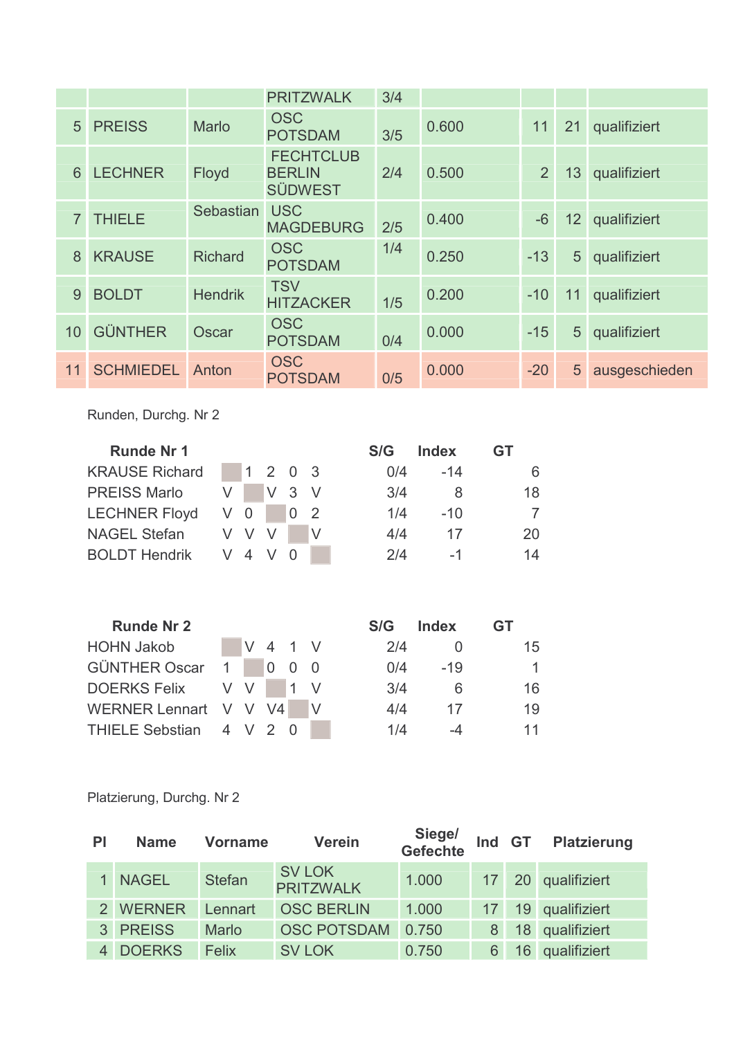|  |  |  | PRITZWALK | 3/4 |  |  |  |  |
|---|---|---|---|---|---|---|---|---|
| 5 | PREISS | Marlo | OSC POTSDAM | 3/5 | 0.600 | 11 | 21 | qualifiziert |
| 6 | LECHNER | Floyd | FECHTCLUB BERLIN SÜDWEST | 2/4 | 0.500 | 2 | 13 | qualifiziert |
| 7 | THIELE | Sebastian | USC MAGDEBURG | 2/5 | 0.400 | -6 | 12 | qualifiziert |
| 8 | KRAUSE | Richard | OSC POTSDAM | 1/4 | 0.250 | -13 | 5 | qualifiziert |
| 9 | BOLDT | Hendrik | TSV HITZACKER | 1/5 | 0.200 | -10 | 11 | qualifiziert |
| 10 | GÜNTHER | Oscar | OSC POTSDAM | 0/4 | 0.000 | -15 | 5 | qualifiziert |
| 11 | SCHMIEDEL | Anton | OSC POTSDAM | 0/5 | 0.000 | -20 | 5 | ausgeschieden |

Runden, Durchg. Nr 2

| Runde Nr 1 |  |  |  |  |  | S/G | Index | GT |
|---|---|---|---|---|---|---|---|---|
| KRAUSE Richard |  | 1 | 2 | 0 | 3 | 0/4 | -14 | 6 |
| PREISS Marlo | V |  | V | 3 | V | 3/4 | 8 | 18 |
| LECHNER Floyd | V | 0 |  | 0 | 2 | 1/4 | -10 | 7 |
| NAGEL Stefan | V | V | V |  | V | 4/4 | 17 | 20 |
| BOLDT Hendrik | V | 4 | V | 0 |  | 2/4 | -1 | 14 |

| Runde Nr 2 |  |  |  |  |  | S/G | Index | GT |
|---|---|---|---|---|---|---|---|---|
| HOHN Jakob |  | V | 4 | 1 | V | 2/4 | 0 | 15 |
| GÜNTHER Oscar | 1 |  | 0 | 0 | 0 | 0/4 | -19 | 1 |
| DOERKS Felix | V | V |  | 1 | V | 3/4 | 6 | 16 |
| WERNER Lennart | V | V | V4 |  | V | 4/4 | 17 | 19 |
| THIELE Sebstian | 4 | V | 2 | 0 |  | 1/4 | -4 | 11 |

Platzierung, Durchg. Nr 2

| Pl | Name | Vorname | Verein | Siege/ Gefechte | Ind | GT | Platzierung |
|---|---|---|---|---|---|---|---|
| 1 | NAGEL | Stefan | SV LOK PRITZWALK | 1.000 | 17 | 20 | qualifiziert |
| 2 | WERNER | Lennart | OSC BERLIN | 1.000 | 17 | 19 | qualifiziert |
| 3 | PREISS | Marlo | OSC POTSDAM | 0.750 | 8 | 18 | qualifiziert |
| 4 | DOERKS | Felix | SV LOK | 0.750 | 6 | 16 | qualifiziert |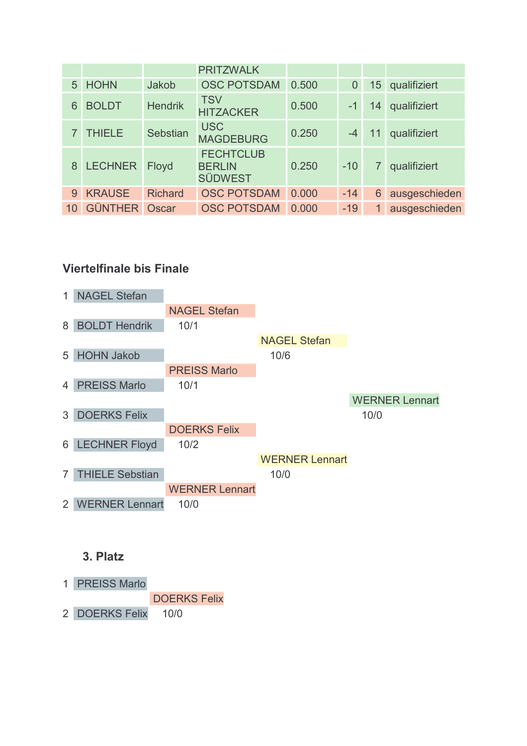|  |  |  | PRITZWALK |  |  |  |  |
|---|---|---|---|---|---|---|---|
| 5 | HOHN | Jakob | OSC POTSDAM | 0.500 | 0 | 15 | qualifiziert |
| 6 | BOLDT | Hendrik | TSV HITZACKER | 0.500 | -1 | 14 | qualifiziert |
| 7 | THIELE | Sebstian | USC MAGDEBURG | 0.250 | -4 | 11 | qualifiziert |
| 8 | LECHNER | Floyd | FECHTCLUB BERLIN SÜDWEST | 0.250 | -10 | 7 | qualifiziert |
| 9 | KRAUSE | Richard | OSC POTSDAM | 0.000 | -14 | 6 | ausgeschieden |
| 10 | GÜNTHER | Oscar | OSC POTSDAM | 0.000 | -19 | 1 | ausgeschieden |

### Viertelfinale bis Finale

| Viertelfinale | Halbfinale | Finale | Sieger |
|---|---|---|---|
| 1 NAGEL Stefan | | | |
| | NAGEL Stefan | | |
| 8 BOLDT Hendrik | 10/1 | | |
| | | NAGEL Stefan | |
| 5 HOHN Jakob | | 10/6 | |
| | PREISS Marlo | | |
| 4 PREISS Marlo | 10/1 | | |
| | | | WERNER Lennart |
| 3 DOERKS Felix | | | 10/0 |
| | DOERKS Felix | | |
| 6 LECHNER Floyd | 10/2 | | |
| | | WERNER Lennart | |
| 7 THIELE Sebstian | | 10/0 | |
| | WERNER Lennart | | |
| 2 WERNER Lennart | 10/0 | | |

### 3. Platz

| Gefecht | Sieger |
|---|---|
| 1 PREISS Marlo | |
| | DOERKS Felix |
| 2 DOERKS Felix | 10/0 |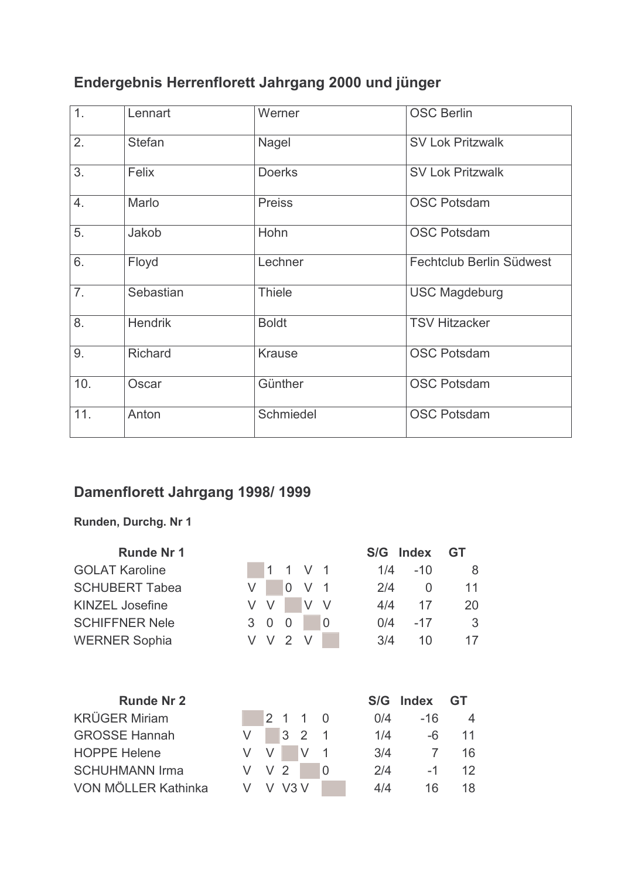## Endergebnis Herrenflorett Jahrgang 2000 und jünger

| 1. | Lennart | Werner | OSC Berlin |
|---|---|---|---|
| 2. | Stefan | Nagel | SV Lok Pritzwalk |
| 3. | Felix | Doerks | SV Lok Pritzwalk |
| 4. | Marlo | Preiss | OSC Potsdam |
| 5. | Jakob | Hohn | OSC Potsdam |
| 6. | Floyd | Lechner | Fechtclub Berlin Südwest |
| 7. | Sebastian | Thiele | USC Magdeburg |
| 8. | Hendrik | Boldt | TSV Hitzacker |
| 9. | Richard | Krause | OSC Potsdam |
| 10. | Oscar | Günther | OSC Potsdam |
| 11. | Anton | Schmiedel | OSC Potsdam |

## Damenflorett Jahrgang 1998/ 1999

**Runden, Durchg. Nr 1**

| Runde Nr 1 | | | | | | S/G | Index | GT |
|---|---|---|---|---|---|---|---|---|
| GOLAT Karoline | | 1 | 1 | V | 1 | 1/4 | -10 | 8 |
| SCHUBERT Tabea | V | | 0 | V | 1 | 2/4 | 0 | 11 |
| KINZEL Josefine | V | V | | V | V | 4/4 | 17 | 20 |
| SCHIFFNER Nele | 3 | 0 | 0 | | 0 | 0/4 | -17 | 3 |
| WERNER Sophia | V | V | 2 | V | | 3/4 | 10 | 17 |

| Runde Nr 2 | | | | | | S/G | Index | GT |
|---|---|---|---|---|---|---|---|---|
| KRÜGER Miriam | | 2 | 1 | 1 | 0 | 0/4 | -16 | 4 |
| GROSSE Hannah | V | | 3 | 2 | 1 | 1/4 | -6 | 11 |
| HOPPE Helene | V | V | | V | 1 | 3/4 | 7 | 16 |
| SCHUHMANN Irma | V | V | 2 | | 0 | 2/4 | -1 | 12 |
| VON MÖLLER Kathinka | V | V | V3 | V | | 4/4 | 16 | 18 |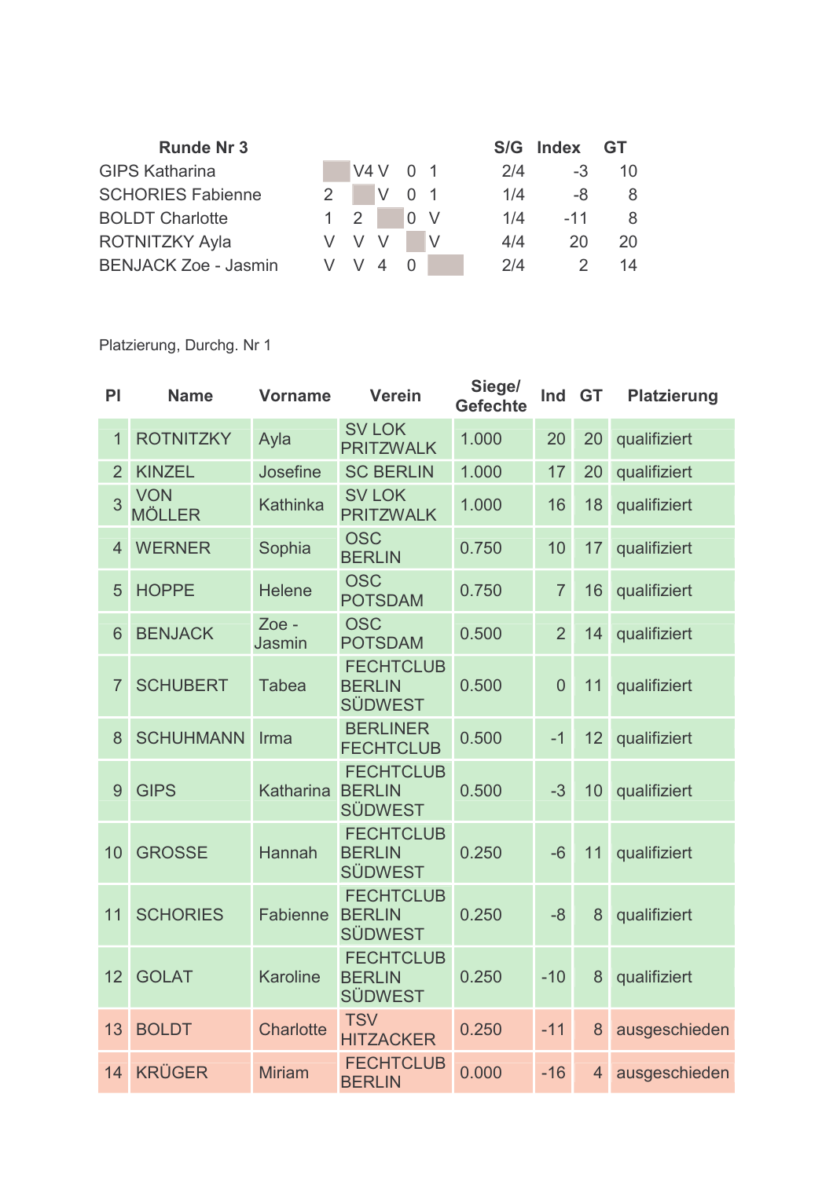| Runde Nr 3 | | | | | | S/G | Index | GT |
|---|---|---|---|---|---|---|---|---|
| GIPS Katharina | | V4 | V | 0 | 1 | 2/4 | -3 | 10 |
| SCHORIES Fabienne | 2 | | V | 0 | 1 | 1/4 | -8 | 8 |
| BOLDT Charlotte | 1 | 2 | | 0 | V | 1/4 | -11 | 8 |
| ROTNITZKY Ayla | V | V | V | | V | 4/4 | 20 | 20 |
| BENJACK Zoe - Jasmin | V | V | 4 | 0 | | 2/4 | 2 | 14 |

Platzierung, Durchg. Nr 1

| Pl | Name | Vorname | Verein | Siege/ Gefechte | Ind | GT | Platzierung |
|---|---|---|---|---|---|---|---|
| 1 | ROTNITZKY | Ayla | SV LOK PRITZWALK | 1.000 | 20 | 20 | qualifiziert |
| 2 | KINZEL | Josefine | SC BERLIN | 1.000 | 17 | 20 | qualifiziert |
| 3 | VON MÖLLER | Kathinka | SV LOK PRITZWALK | 1.000 | 16 | 18 | qualifiziert |
| 4 | WERNER | Sophia | OSC BERLIN | 0.750 | 10 | 17 | qualifiziert |
| 5 | HOPPE | Helene | OSC POTSDAM | 0.750 | 7 | 16 | qualifiziert |
| 6 | BENJACK | Zoe - Jasmin | OSC POTSDAM | 0.500 | 2 | 14 | qualifiziert |
| 7 | SCHUBERT | Tabea | FECHTCLUB BERLIN SÜDWEST | 0.500 | 0 | 11 | qualifiziert |
| 8 | SCHUHMANN | Irma | BERLINER FECHTCLUB | 0.500 | -1 | 12 | qualifiziert |
| 9 | GIPS | Katharina | FECHTCLUB BERLIN SÜDWEST | 0.500 | -3 | 10 | qualifiziert |
| 10 | GROSSE | Hannah | FECHTCLUB BERLIN SÜDWEST | 0.250 | -6 | 11 | qualifiziert |
| 11 | SCHORIES | Fabienne | FECHTCLUB BERLIN SÜDWEST | 0.250 | -8 | 8 | qualifiziert |
| 12 | GOLAT | Karoline | FECHTCLUB BERLIN SÜDWEST | 0.250 | -10 | 8 | qualifiziert |
| 13 | BOLDT | Charlotte | TSV HITZACKER | 0.250 | -11 | 8 | ausgeschieden |
| 14 | KRÜGER | Miriam | FECHTCLUB BERLIN | 0.000 | -16 | 4 | ausgeschieden |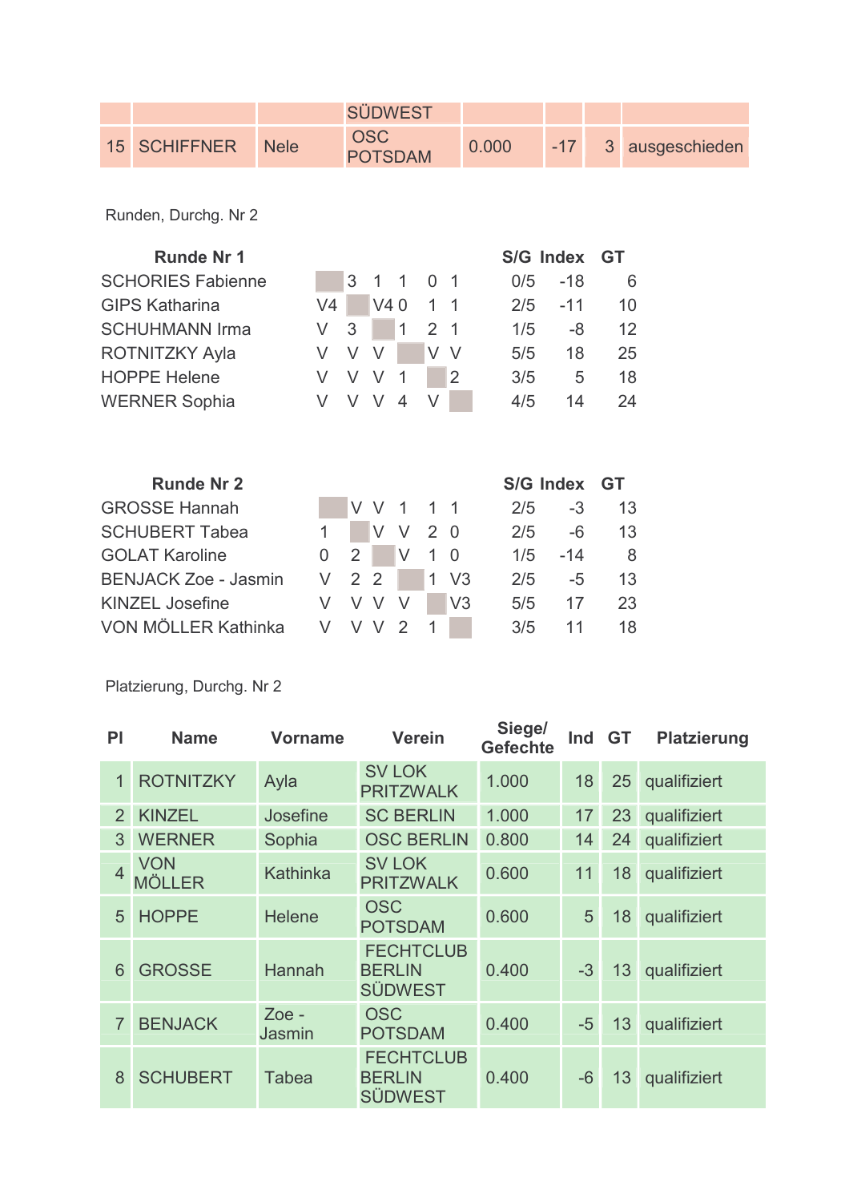| | | | SÜDWEST | | | | |
|---|---|---|---|---|---|---|---|
| 15 | SCHIFFNER | Nele | OSC POTSDAM | 0.000 | -17 | 3 | ausgeschieden |

Runden, Durchg. Nr 2

| Runde Nr 1 | | | | | | | S/G | Index | GT |
|---|---|---|---|---|---|---|---|---|---|
| SCHORIES Fabienne | | 3 | 1 | 1 | 0 | 1 | 0/5 | -18 | 6 |
| GIPS Katharina | V4 | | V4 | 0 | 1 | 1 | 2/5 | -11 | 10 |
| SCHUHMANN Irma | V | 3 | | 1 | 2 | 1 | 1/5 | -8 | 12 |
| ROTNITZKY Ayla | V | V | V | | V | V | 5/5 | 18 | 25 |
| HOPPE Helene | V | V | V | 1 | | 2 | 3/5 | 5 | 18 |
| WERNER Sophia | V | V | V | 4 | V | | 4/5 | 14 | 24 |

| Runde Nr 2 | | | | | | | S/G | Index | GT |
|---|---|---|---|---|---|---|---|---|---|
| GROSSE Hannah | | V | V | 1 | 1 | 1 | 2/5 | -3 | 13 |
| SCHUBERT Tabea | 1 | | V | V | 2 | 0 | 2/5 | -6 | 13 |
| GOLAT Karoline | 0 | 2 | | V | 1 | 0 | 1/5 | -14 | 8 |
| BENJACK Zoe - Jasmin | V | 2 | 2 | | 1 | V3 | 2/5 | -5 | 13 |
| KINZEL Josefine | V | V | V | V | | V3 | 5/5 | 17 | 23 |
| VON MÖLLER Kathinka | V | V | V | 2 | 1 | | 3/5 | 11 | 18 |

Platzierung, Durchg. Nr 2

| Pl | Name | Vorname | Verein | Siege/ Gefechte | Ind | GT | Platzierung |
|---|---|---|---|---|---|---|---|
| 1 | ROTNITZKY | Ayla | SV LOK PRITZWALK | 1.000 | 18 | 25 | qualifiziert |
| 2 | KINZEL | Josefine | SC BERLIN | 1.000 | 17 | 23 | qualifiziert |
| 3 | WERNER | Sophia | OSC BERLIN | 0.800 | 14 | 24 | qualifiziert |
| 4 | VON MÖLLER | Kathinka | SV LOK PRITZWALK | 0.600 | 11 | 18 | qualifiziert |
| 5 | HOPPE | Helene | OSC POTSDAM | 0.600 | 5 | 18 | qualifiziert |
| 6 | GROSSE | Hannah | FECHTCLUB BERLIN SÜDWEST | 0.400 | -3 | 13 | qualifiziert |
| 7 | BENJACK | Zoe - Jasmin | OSC POTSDAM | 0.400 | -5 | 13 | qualifiziert |
| 8 | SCHUBERT | Tabea | FECHTCLUB BERLIN SÜDWEST | 0.400 | -6 | 13 | qualifiziert |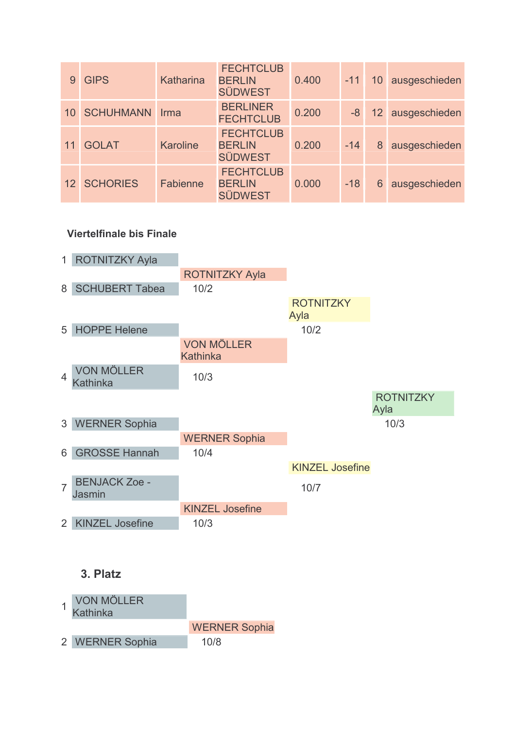| 9 | GIPS | Katharina | FECHTCLUB BERLIN SÜDWEST | 0.400 | -11 | 10 | ausgeschieden |
|---|---|---|---|---|---|---|---|
| 10 | SCHUHMANN | Irma | BERLINER FECHTCLUB | 0.200 | -8 | 12 | ausgeschieden |
| 11 | GOLAT | Karoline | FECHTCLUB BERLIN SÜDWEST | 0.200 | -14 | 8 | ausgeschieden |
| 12 | SCHORIES | Fabienne | FECHTCLUB BERLIN SÜDWEST | 0.000 | -18 | 6 | ausgeschieden |

### Viertelfinale bis Finale

| Viertelfinale | Halbfinale | Finale | Sieger |
|---|---|---|---|
| 1 ROTNITZKY Ayla | | | |
| | ROTNITZKY Ayla 10/2 | | |
| 8 SCHUBERT Tabea | | | |
| | | ROTNITZKY Ayla 10/2 | |
| 5 HOPPE Helene | | | |
| | VON MÖLLER Kathinka 10/3 | | |
| 4 VON MÖLLER Kathinka | | | |
| | | | ROTNITZKY Ayla 10/3 |
| 3 WERNER Sophia | | | |
| | WERNER Sophia 10/4 | | |
| 6 GROSSE Hannah | | | |
| | | KINZEL Josefine 10/7 | |
| 7 BENJACK Zoe - Jasmin | | | |
| | KINZEL Josefine 10/3 | | |
| 2 KINZEL Josefine | | | |

### 3. Platz

| Gefecht | Sieger |
|---|---|
| 1 VON MÖLLER Kathinka | |
| | WERNER Sophia 10/8 |
| 2 WERNER Sophia | |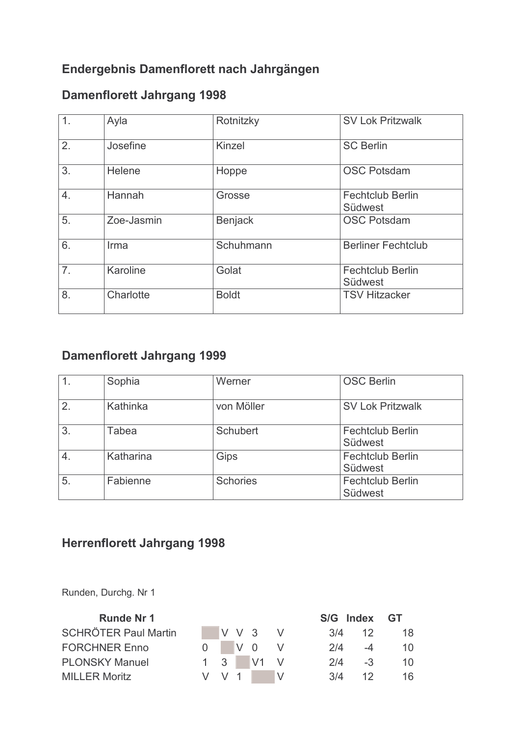## Endergebnis Damenflorett nach Jahrgängen

### Damenflorett Jahrgang 1998

| | | | |
|---|---|---|---|
| 1. | Ayla | Rotnitzky | SV Lok Pritzwalk |
| 2. | Josefine | Kinzel | SC Berlin |
| 3. | Helene | Hoppe | OSC Potsdam |
| 4. | Hannah | Grosse | Fechtclub Berlin Südwest |
| 5. | Zoe-Jasmin | Benjack | OSC Potsdam |
| 6. | Irma | Schuhmann | Berliner Fechtclub |
| 7. | Karoline | Golat | Fechtclub Berlin Südwest |
| 8. | Charlotte | Boldt | TSV Hitzacker |

### Damenflorett Jahrgang 1999

| | | | |
|---|---|---|---|
| 1. | Sophia | Werner | OSC Berlin |
| 2. | Kathinka | von Möller | SV Lok Pritzwalk |
| 3. | Tabea | Schubert | Fechtclub Berlin Südwest |
| 4. | Katharina | Gips | Fechtclub Berlin Südwest |
| 5. | Fabienne | Schories | Fechtclub Berlin Südwest |

### Herrenflorett Jahrgang 1998

Runden, Durchg. Nr 1

| Runde Nr 1 | | | | | | S/G | Index | GT |
|---|---|---|---|---|---|---|---|---|
| SCHRÖTER Paul Martin | | V | V | 3 | V | 3/4 | 12 | 18 |
| FORCHNER Enno | 0 | | V | 0 | V | 2/4 | -4 | 10 |
| PLONSKY Manuel | 1 | 3 | | V1 | V | 2/4 | -3 | 10 |
| MILLER Moritz | V | V | 1 | | V | 3/4 | 12 | 16 |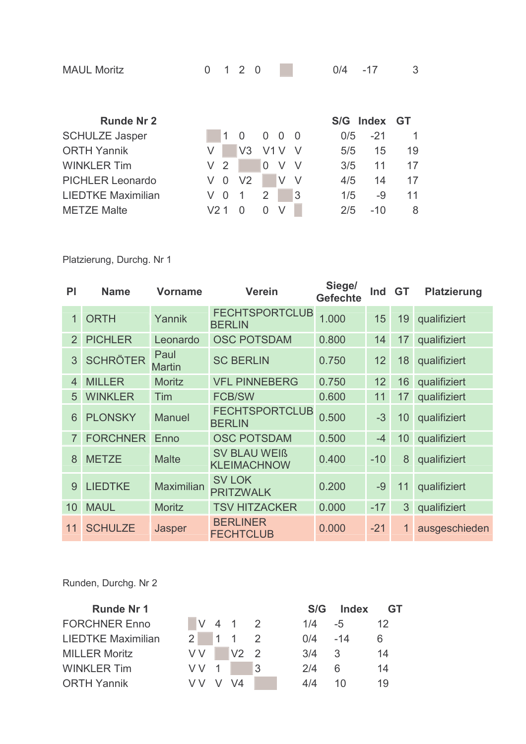| | | | | | | | S/G | Index | GT |
|---|---|---|---|---|---|---|---|---|---|
| MAUL Moritz | 0 | 1 | 2 | 0 | | | 0/4 | -17 | 3 |

| **Runde Nr 2** | | | | | | | **S/G** | **Index** | **GT** |
|---|---|---|---|---|---|---|---|---|---|
| SCHULZE Jasper | | 1 | 0 | 0 | 0 | 0 | 0/5 | -21 | 1 |
| ORTH Yannik | V | | V3 | V1 | V | V | 5/5 | 15 | 19 |
| WINKLER Tim | V | 2 | | 0 | V | V | 3/5 | 11 | 17 |
| PICHLER Leonardo | V | 0 | V2 | | V | V | 4/5 | 14 | 17 |
| LIEDTKE Maximilian | V | 0 | 1 | 2 | | 3 | 1/5 | -9 | 11 |
| METZE Malte | V2 | 1 | 0 | 0 | V | | 2/5 | -10 | 8 |

Platzierung, Durchg. Nr 1

| Pl | Name | Vorname | Verein | Siege/ Gefechte | Ind | GT | Platzierung |
|---|---|---|---|---|---|---|---|
| 1 | ORTH | Yannik | FECHTSPORTCLUB BERLIN | 1.000 | 15 | 19 | qualifiziert |
| 2 | PICHLER | Leonardo | OSC POTSDAM | 0.800 | 14 | 17 | qualifiziert |
| 3 | SCHRÖTER | Paul Martin | SC BERLIN | 0.750 | 12 | 18 | qualifiziert |
| 4 | MILLER | Moritz | VFL PINNEBERG | 0.750 | 12 | 16 | qualifiziert |
| 5 | WINKLER | Tim | FCB/SW | 0.600 | 11 | 17 | qualifiziert |
| 6 | PLONSKY | Manuel | FECHTSPORTCLUB BERLIN | 0.500 | -3 | 10 | qualifiziert |
| 7 | FORCHNER | Enno | OSC POTSDAM | 0.500 | -4 | 10 | qualifiziert |
| 8 | METZE | Malte | SV BLAU WEIß KLEIMACHNOW | 0.400 | -10 | 8 | qualifiziert |
| 9 | LIEDTKE | Maximilian | SV LOK PRITZWALK | 0.200 | -9 | 11 | qualifiziert |
| 10 | MAUL | Moritz | TSV HITZACKER | 0.000 | -17 | 3 | qualifiziert |
| 11 | SCHULZE | Jasper | BERLINER FECHTCLUB | 0.000 | -21 | 1 | ausgeschieden |

Runden, Durchg. Nr 2

| **Runde Nr 1** | | | | | | **S/G** | **Index** | **GT** |
|---|---|---|---|---|---|---|---|---|
| FORCHNER Enno | | V | 4 | 1 | 2 | 1/4 | -5 | 12 |
| LIEDTKE Maximilian | 2 | | 1 | 1 | 2 | 0/4 | -14 | 6 |
| MILLER Moritz | V | V | | V2 | 2 | 3/4 | 3 | 14 |
| WINKLER Tim | V | V | 1 | | 3 | 2/4 | 6 | 14 |
| ORTH Yannik | V | V | V | V4 | | 4/4 | 10 | 19 |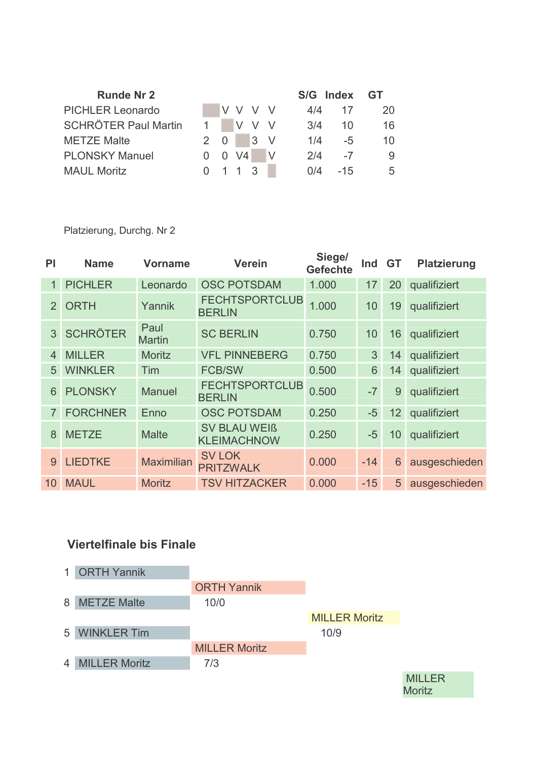| Runde Nr 2 | | | | | | S/G | Index | GT |
|---|---|---|---|---|---|---|---|---|
| PICHLER Leonardo | | V | V | V | V | 4/4 | 17 | 20 |
| SCHRÖTER Paul Martin | 1 | | V | V | V | 3/4 | 10 | 16 |
| METZE Malte | 2 | 0 | | 3 | V | 1/4 | -5 | 10 |
| PLONSKY Manuel | 0 | 0 | V4 | | V | 2/4 | -7 | 9 |
| MAUL Moritz | 0 | 1 | 1 | 3 | | 0/4 | -15 | 5 |

Platzierung, Durchg. Nr 2

| Pl | Name | Vorname | Verein | Siege/ Gefechte | Ind | GT | Platzierung |
|---|---|---|---|---|---|---|---|
| 1 | PICHLER | Leonardo | OSC POTSDAM | 1.000 | 17 | 20 | qualifiziert |
| 2 | ORTH | Yannik | FECHTSPORTCLUB BERLIN | 1.000 | 10 | 19 | qualifiziert |
| 3 | SCHRÖTER | Paul Martin | SC BERLIN | 0.750 | 10 | 16 | qualifiziert |
| 4 | MILLER | Moritz | VFL PINNEBERG | 0.750 | 3 | 14 | qualifiziert |
| 5 | WINKLER | Tim | FCB/SW | 0.500 | 6 | 14 | qualifiziert |
| 6 | PLONSKY | Manuel | FECHTSPORTCLUB BERLIN | 0.500 | -7 | 9 | qualifiziert |
| 7 | FORCHNER | Enno | OSC POTSDAM | 0.250 | -5 | 12 | qualifiziert |
| 8 | METZE | Malte | SV BLAU WEIß KLEIMACHNOW | 0.250 | -5 | 10 | qualifiziert |
| 9 | LIEDTKE | Maximilian | SV LOK PRITZWALK | 0.000 | -14 | 6 | ausgeschieden |
| 10 | MAUL | Moritz | TSV HITZACKER | 0.000 | -15 | 5 | ausgeschieden |

## Viertelfinale bis Finale

| Viertelfinale | Halbfinale | Finale | Sieger |
|---|---|---|---|
| 1 ORTH Yannik | | | |
| | ORTH Yannik | | |
| 8 METZE Malte | 10/0 | | |
| | | MILLER Moritz | |
| 5 WINKLER Tim | | 10/9 | |
| | MILLER Moritz | | |
| 4 MILLER Moritz | 7/3 | | |
| | | | MILLER Moritz |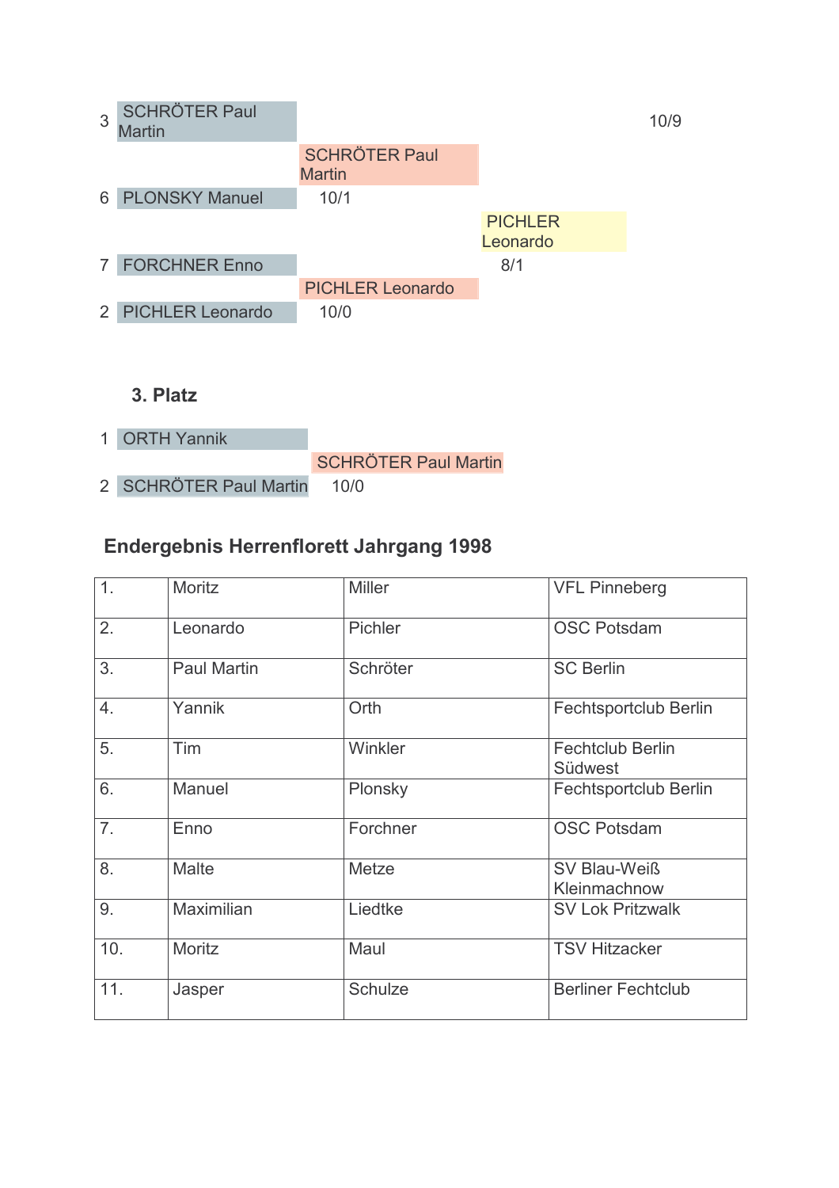3 SCHRÖTER Paul Martin

SCHRÖTER Paul Martin

6 PLONSKY Manuel 10/1

PICHLER Leonardo

7 FORCHNER Enno 8/1

PICHLER Leonardo

2 PICHLER Leonardo 10/0

10/9

### 3. Platz

1 ORTH Yannik

SCHRÖTER Paul Martin

2 SCHRÖTER Paul Martin 10/0

## Endergebnis Herrenflorett Jahrgang 1998

| | | | |
|---|---|---|---|
| 1. | Moritz | Miller | VFL Pinneberg |
| 2. | Leonardo | Pichler | OSC Potsdam |
| 3. | Paul Martin | Schröter | SC Berlin |
| 4. | Yannik | Orth | Fechtsportclub Berlin |
| 5. | Tim | Winkler | Fechtclub Berlin Südwest |
| 6. | Manuel | Plonsky | Fechtsportclub Berlin |
| 7. | Enno | Forchner | OSC Potsdam |
| 8. | Malte | Metze | SV Blau-Weiß Kleinmachnow |
| 9. | Maximilian | Liedtke | SV Lok Pritzwalk |
| 10. | Moritz | Maul | TSV Hitzacker |
| 11. | Jasper | Schulze | Berliner Fechtclub |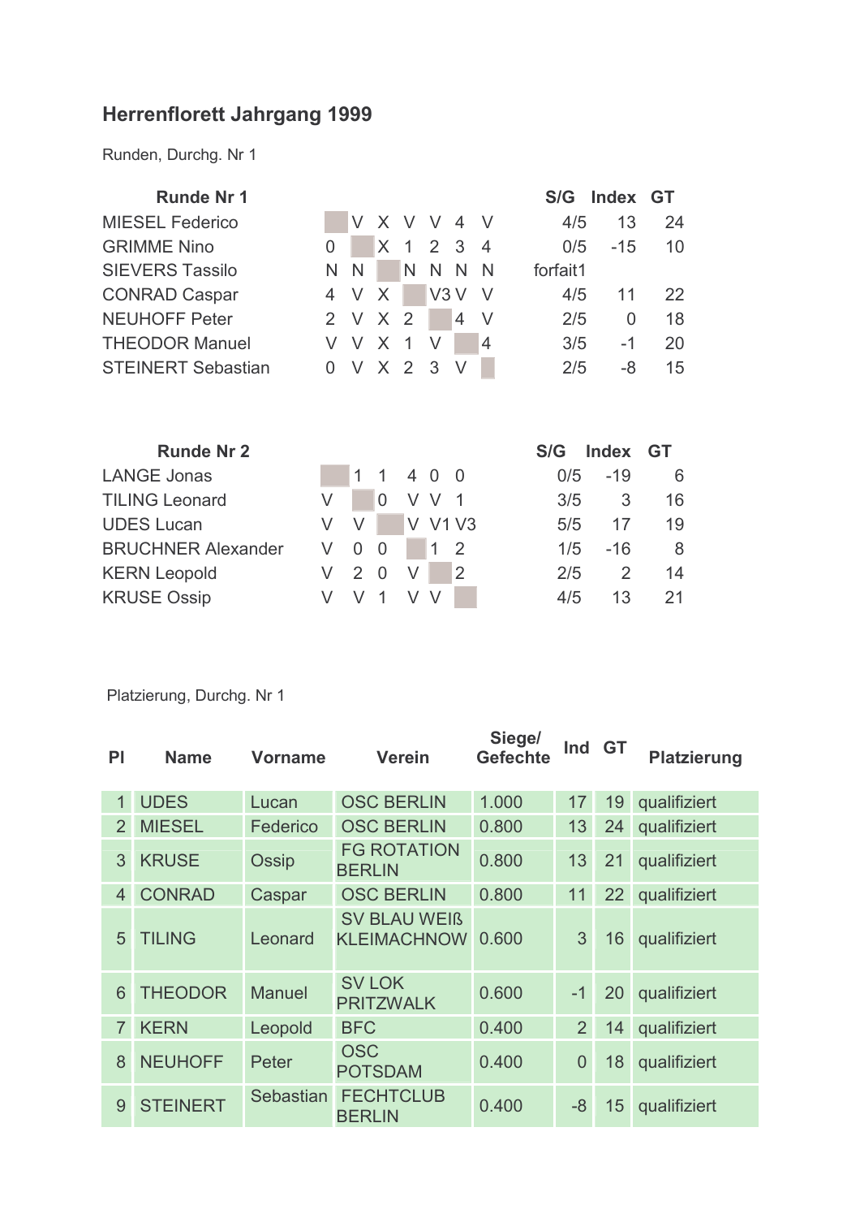## Herrenflorett Jahrgang 1999

Runden, Durchg. Nr 1

| Runde Nr 1 | | | | | | | | S/G | Index | GT |
|---|---|---|---|---|---|---|---|---|---|---|
| MIESEL Federico | | V | X | V | V | 4 | V | 4/5 | 13 | 24 |
| GRIMME Nino | 0 | | X | 1 | 2 | 3 | 4 | 0/5 | -15 | 10 |
| SIEVERS Tassilo | N | N | | N | N | N | N | forfait1 | | |
| CONRAD Caspar | 4 | V | X | | V3 | V | V | 4/5 | 11 | 22 |
| NEUHOFF Peter | 2 | V | X | 2 | | 4 | V | 2/5 | 0 | 18 |
| THEODOR Manuel | V | V | X | 1 | V | | 4 | 3/5 | -1 | 20 |
| STEINERT Sebastian | 0 | V | X | 2 | 3 | V | | 2/5 | -8 | 15 |

| Runde Nr 2 | | | | | | | S/G | Index | GT |
|---|---|---|---|---|---|---|---|---|---|
| LANGE Jonas | | 1 | 1 | 4 | 0 | 0 | 0/5 | -19 | 6 |
| TILING Leonard | V | | 0 | V | V | 1 | 3/5 | 3 | 16 |
| UDES Lucan | V | V | | V | V1 | V3 | 5/5 | 17 | 19 |
| BRUCHNER Alexander | V | 0 | 0 | | 1 | 2 | 1/5 | -16 | 8 |
| KERN Leopold | V | 2 | 0 | V | | 2 | 2/5 | 2 | 14 |
| KRUSE Ossip | V | V | 1 | V | V | | 4/5 | 13 | 21 |

Platzierung, Durchg. Nr 1

| Pl | Name | Vorname | Verein | Siege/ Gefechte | Ind | GT | Platzierung |
|---|---|---|---|---|---|---|---|
| 1 | UDES | Lucan | OSC BERLIN | 1.000 | 17 | 19 | qualifiziert |
| 2 | MIESEL | Federico | OSC BERLIN | 0.800 | 13 | 24 | qualifiziert |
| 3 | KRUSE | Ossip | FG ROTATION BERLIN | 0.800 | 13 | 21 | qualifiziert |
| 4 | CONRAD | Caspar | OSC BERLIN | 0.800 | 11 | 22 | qualifiziert |
| 5 | TILING | Leonard | SV BLAU WEIß KLEIMACHNOW | 0.600 | 3 | 16 | qualifiziert |
| 6 | THEODOR | Manuel | SV LOK PRITZWALK | 0.600 | -1 | 20 | qualifiziert |
| 7 | KERN | Leopold | BFC | 0.400 | 2 | 14 | qualifiziert |
| 8 | NEUHOFF | Peter | OSC POTSDAM | 0.400 | 0 | 18 | qualifiziert |
| 9 | STEINERT | Sebastian | FECHTCLUB BERLIN | 0.400 | -8 | 15 | qualifiziert |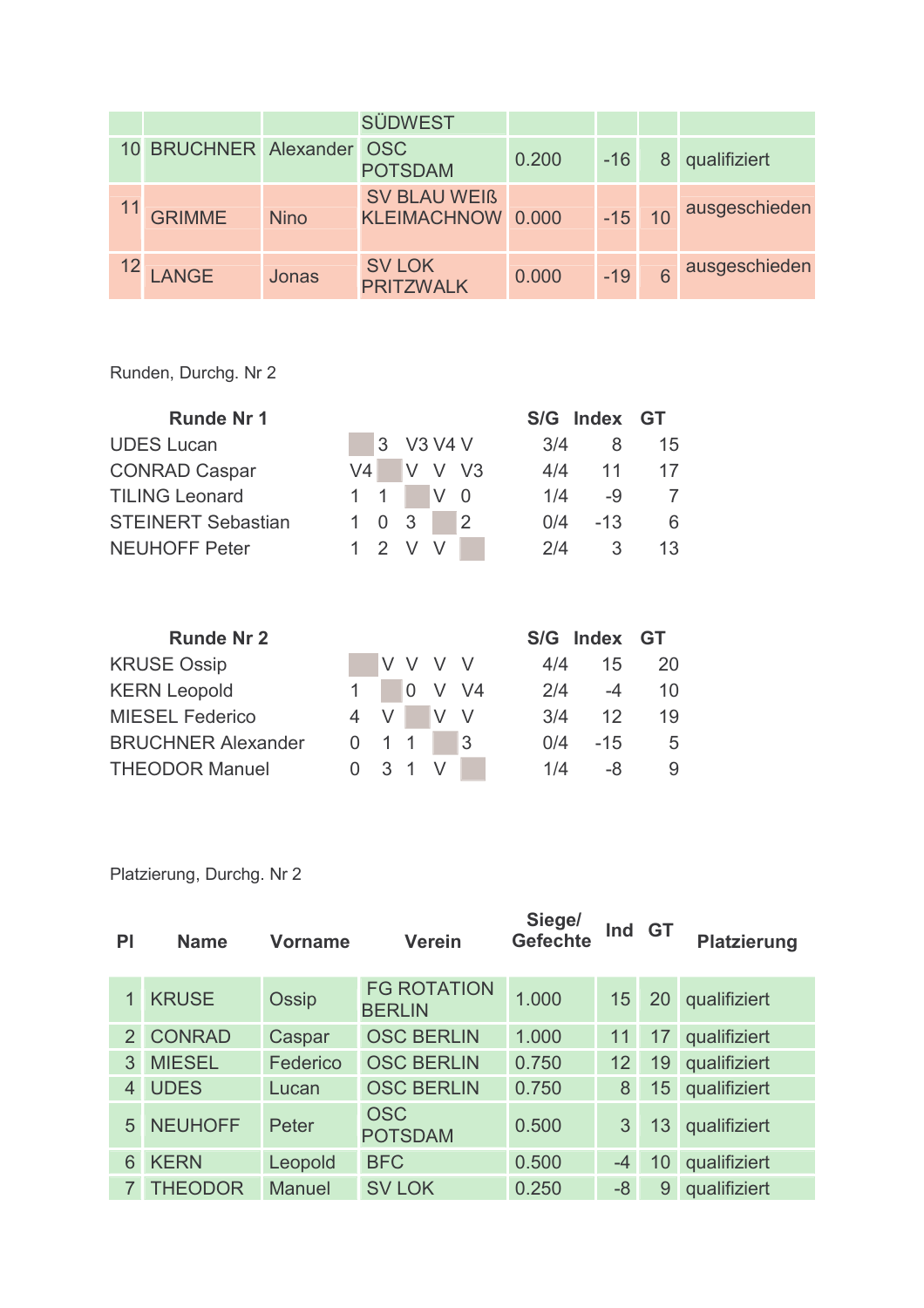| | | | SÜDWEST | | | | |
|---|---|---|---|---|---|---|---|
| 10 | BRUCHNER | Alexander | OSC POTSDAM | 0.200 | -16 | 8 | qualifiziert |
| 11 | GRIMME | Nino | SV BLAU WEIß KLEIMACHNOW | 0.000 | -15 | 10 | ausgeschieden |
| 12 | LANGE | Jonas | SV LOK PRITZWALK | 0.000 | -19 | 6 | ausgeschieden |

Runden, Durchg. Nr 2

| Runde Nr 1 | | | | | | S/G | Index | GT |
|---|---|---|---|---|---|---|---|---|
| UDES Lucan | | 3 | V3 | V4 | V | 3/4 | 8 | 15 |
| CONRAD Caspar | V4 | | V | V | V3 | 4/4 | 11 | 17 |
| TILING Leonard | 1 | 1 | | V | 0 | 1/4 | -9 | 7 |
| STEINERT Sebastian | 1 | 0 | 3 | | 2 | 0/4 | -13 | 6 |
| NEUHOFF Peter | 1 | 2 | V | V | | 2/4 | 3 | 13 |

| Runde Nr 2 | | | | | | S/G | Index | GT |
|---|---|---|---|---|---|---|---|---|
| KRUSE Ossip | | V | V | V | V | 4/4 | 15 | 20 |
| KERN Leopold | 1 | | 0 | V | V4 | 2/4 | -4 | 10 |
| MIESEL Federico | 4 | V | | V | V | 3/4 | 12 | 19 |
| BRUCHNER Alexander | 0 | 1 | 1 | | 3 | 0/4 | -15 | 5 |
| THEODOR Manuel | 0 | 3 | 1 | V | | 1/4 | -8 | 9 |

Platzierung, Durchg. Nr 2

| Pl | Name | Vorname | Verein | Siege/ Gefechte | Ind | GT | Platzierung |
|---|---|---|---|---|---|---|---|
| 1 | KRUSE | Ossip | FG ROTATION BERLIN | 1.000 | 15 | 20 | qualifiziert |
| 2 | CONRAD | Caspar | OSC BERLIN | 1.000 | 11 | 17 | qualifiziert |
| 3 | MIESEL | Federico | OSC BERLIN | 0.750 | 12 | 19 | qualifiziert |
| 4 | UDES | Lucan | OSC BERLIN | 0.750 | 8 | 15 | qualifiziert |
| 5 | NEUHOFF | Peter | OSC POTSDAM | 0.500 | 3 | 13 | qualifiziert |
| 6 | KERN | Leopold | BFC | 0.500 | -4 | 10 | qualifiziert |
| 7 | THEODOR | Manuel | SV LOK | 0.250 | -8 | 9 | qualifiziert |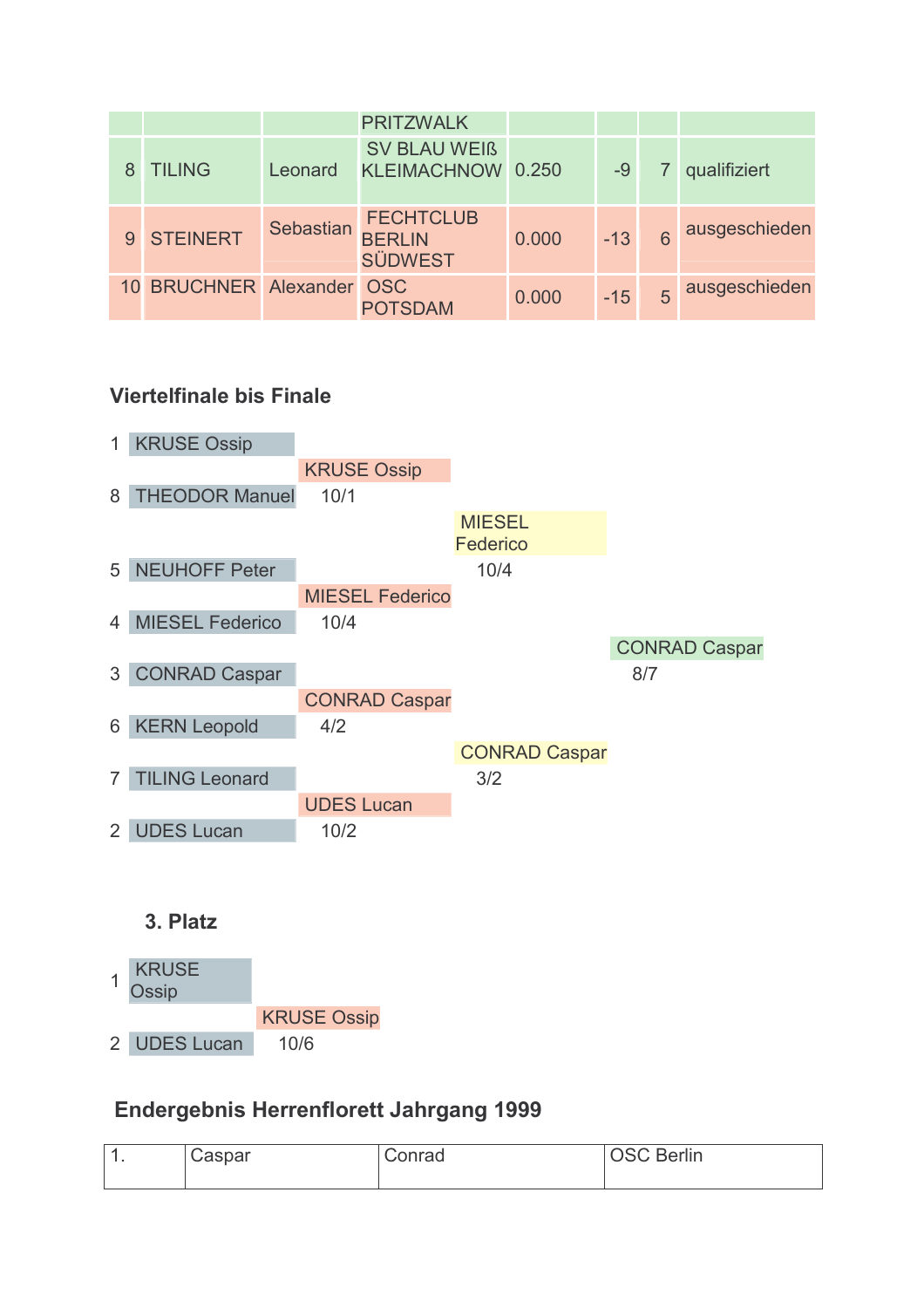| | | | PRITZWALK | | | | |
|---|---|---|---|---|---|---|---|
| 8 | TILING | Leonard | SV BLAU WEIß KLEIMACHNOW | 0.250 | -9 | 7 | qualifiziert |
| 9 | STEINERT | Sebastian | FECHTCLUB BERLIN SÜDWEST | 0.000 | -13 | 6 | ausgeschieden |
| 10 | BRUCHNER | Alexander | OSC POTSDAM | 0.000 | -15 | 5 | ausgeschieden |

### Viertelfinale bis Finale

| Viertelfinale | | Halbfinale | Finale | Sieger |
|---|---|---|---|---|
| 1 | KRUSE Ossip | KRUSE Ossip 10/1 | MIESEL Federico 10/4 | CONRAD Caspar 8/7 |
| 8 | THEODOR Manuel | | | |
| 5 | NEUHOFF Peter | MIESEL Federico 10/4 | | |
| 4 | MIESEL Federico | | | |
| 3 | CONRAD Caspar | CONRAD Caspar 4/2 | CONRAD Caspar 3/2 | |
| 6 | KERN Leopold | | | |
| 7 | TILING Leonard | UDES Lucan 10/2 | | |
| 2 | UDES Lucan | | | |

### 3. Platz

| | | Sieger |
|---|---|---|
| 1 | KRUSE Ossip | KRUSE Ossip 10/6 |
| 2 | UDES Lucan | |

### Endergebnis Herrenflorett Jahrgang 1999

| 1. | Caspar | Conrad | OSC Berlin |
|---|---|---|---|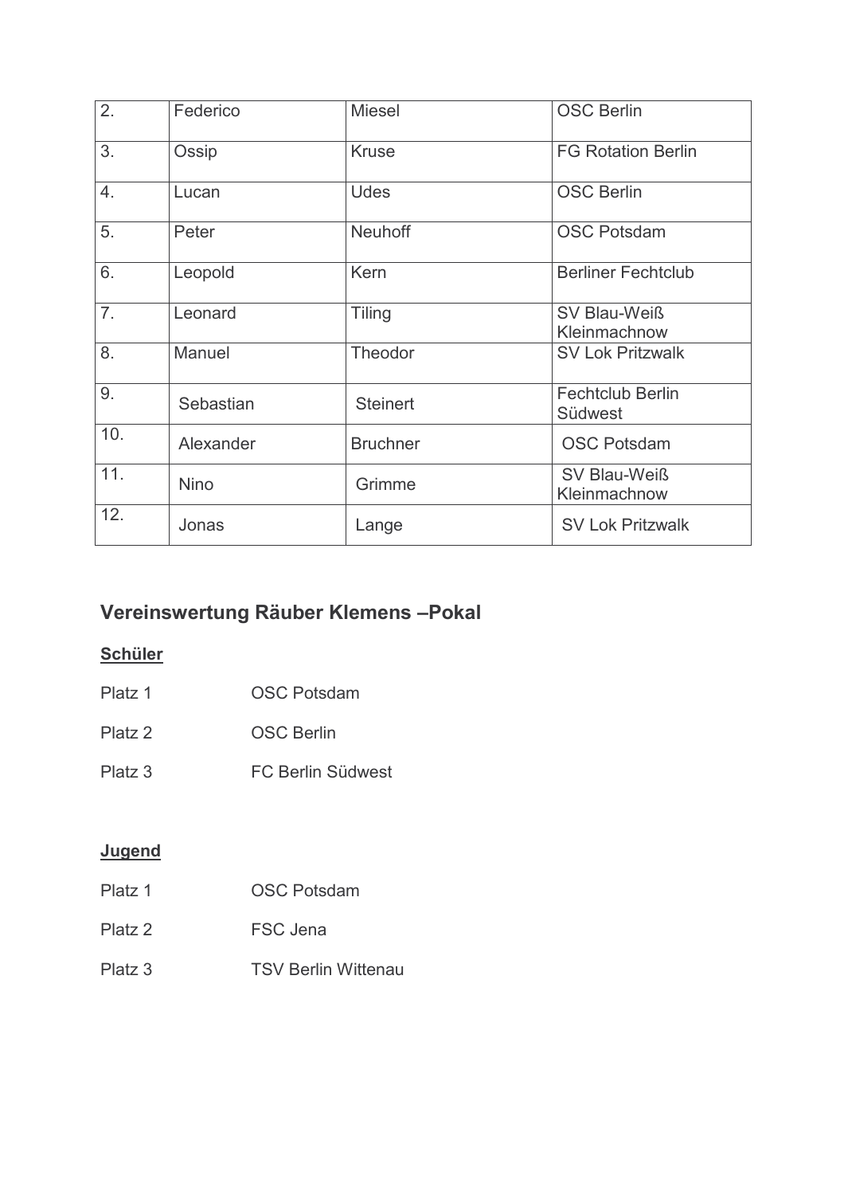| | | | |
|---|---|---|---|
| 2. | Federico | Miesel | OSC Berlin |
| 3. | Ossip | Kruse | FG Rotation Berlin |
| 4. | Lucan | Udes | OSC Berlin |
| 5. | Peter | Neuhoff | OSC Potsdam |
| 6. | Leopold | Kern | Berliner Fechtclub |
| 7. | Leonard | Tiling | SV Blau-Weiß Kleinmachnow |
| 8. | Manuel | Theodor | SV Lok Pritzwalk |
| 9. | Sebastian | Steinert | Fechtclub Berlin Südwest |
| 10. | Alexander | Bruchner | OSC Potsdam |
| 11. | Nino | Grimme | SV Blau-Weiß Kleinmachnow |
| 12. | Jonas | Lange | SV Lok Pritzwalk |

## Vereinswertung Räuber Klemens –Pokal

**Schüler**

Platz 1 OSC Potsdam

Platz 2 OSC Berlin

Platz 3 FC Berlin Südwest

**Jugend**

Platz 1 OSC Potsdam

Platz 2 FSC Jena

Platz 3 TSV Berlin Wittenau